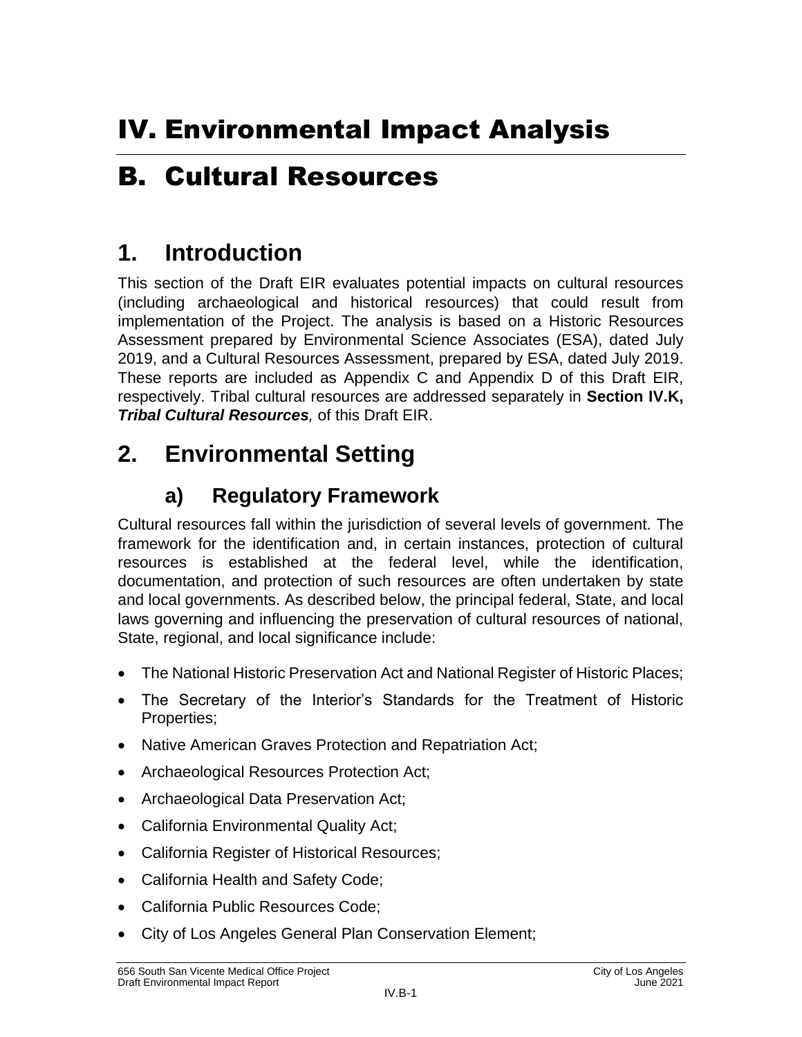# IV. Environmental Impact Analysis

# B. Cultural Resources

## 1. Introduction

This section of the Draft EIR evaluates potential impacts on cultural resources (including archaeological and historical resources) that could result from implementation of the Project. The analysis is based on a Historic Resources Assessment prepared by Environmental Science Associates (ESA), dated July 2019, and a Cultural Resources Assessment, prepared by ESA, dated July 2019. These reports are included as Appendix C and Appendix D of this Draft EIR, respectively. Tribal cultural resources are addressed separately in **Section IV.K, *Tribal Cultural Resources*,** of this Draft EIR.

## 2. Environmental Setting

### a) Regulatory Framework

Cultural resources fall within the jurisdiction of several levels of government. The framework for the identification and, in certain instances, protection of cultural resources is established at the federal level, while the identification, documentation, and protection of such resources are often undertaken by state and local governments. As described below, the principal federal, State, and local laws governing and influencing the preservation of cultural resources of national, State, regional, and local significance include:

- The National Historic Preservation Act and National Register of Historic Places;
- The Secretary of the Interior's Standards for the Treatment of Historic Properties;
- Native American Graves Protection and Repatriation Act;
- Archaeological Resources Protection Act;
- Archaeological Data Preservation Act;
- California Environmental Quality Act;
- California Register of Historical Resources;
- California Health and Safety Code;
- California Public Resources Code;
- City of Los Angeles General Plan Conservation Element;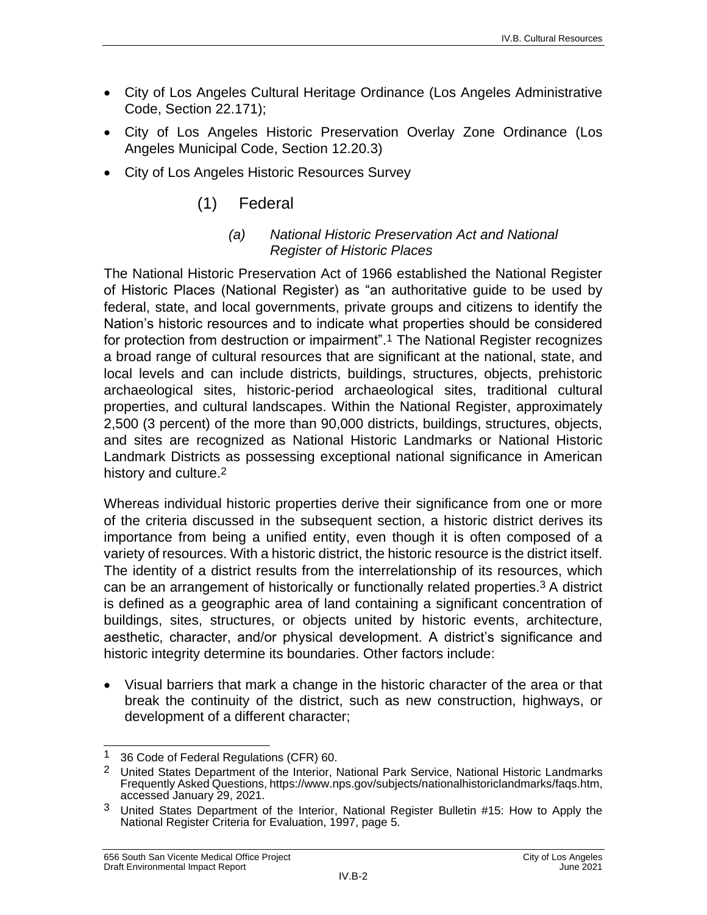- City of Los Angeles Cultural Heritage Ordinance (Los Angeles Administrative Code, Section 22.171);
- City of Los Angeles Historic Preservation Overlay Zone Ordinance (Los Angeles Municipal Code, Section 12.20.3)
- City of Los Angeles Historic Resources Survey

### (1) Federal

#### *(a) National Historic Preservation Act and National Register of Historic Places*

The National Historic Preservation Act of 1966 established the National Register of Historic Places (National Register) as "an authoritative guide to be used by federal, state, and local governments, private groups and citizens to identify the Nation's historic resources and to indicate what properties should be considered for protection from destruction or impairment".[1] The National Register recognizes a broad range of cultural resources that are significant at the national, state, and local levels and can include districts, buildings, structures, objects, prehistoric archaeological sites, historic-period archaeological sites, traditional cultural properties, and cultural landscapes. Within the National Register, approximately 2,500 (3 percent) of the more than 90,000 districts, buildings, structures, objects, and sites are recognized as National Historic Landmarks or National Historic Landmark Districts as possessing exceptional national significance in American history and culture.[2]

Whereas individual historic properties derive their significance from one or more of the criteria discussed in the subsequent section, a historic district derives its importance from being a unified entity, even though it is often composed of a variety of resources. With a historic district, the historic resource is the district itself. The identity of a district results from the interrelationship of its resources, which can be an arrangement of historically or functionally related properties.[3] A district is defined as a geographic area of land containing a significant concentration of buildings, sites, structures, or objects united by historic events, architecture, aesthetic, character, and/or physical development. A district's significance and historic integrity determine its boundaries. Other factors include:

- Visual barriers that mark a change in the historic character of the area or that break the continuity of the district, such as new construction, highways, or development of a different character;

---

[1] 36 Code of Federal Regulations (CFR) 60.

[2] United States Department of the Interior, National Park Service, National Historic Landmarks Frequently Asked Questions, https://www.nps.gov/subjects/nationalhistoriclandmarks/faqs.htm, accessed January 29, 2021.

[3] United States Department of the Interior, National Register Bulletin #15: How to Apply the National Register Criteria for Evaluation, 1997, page 5.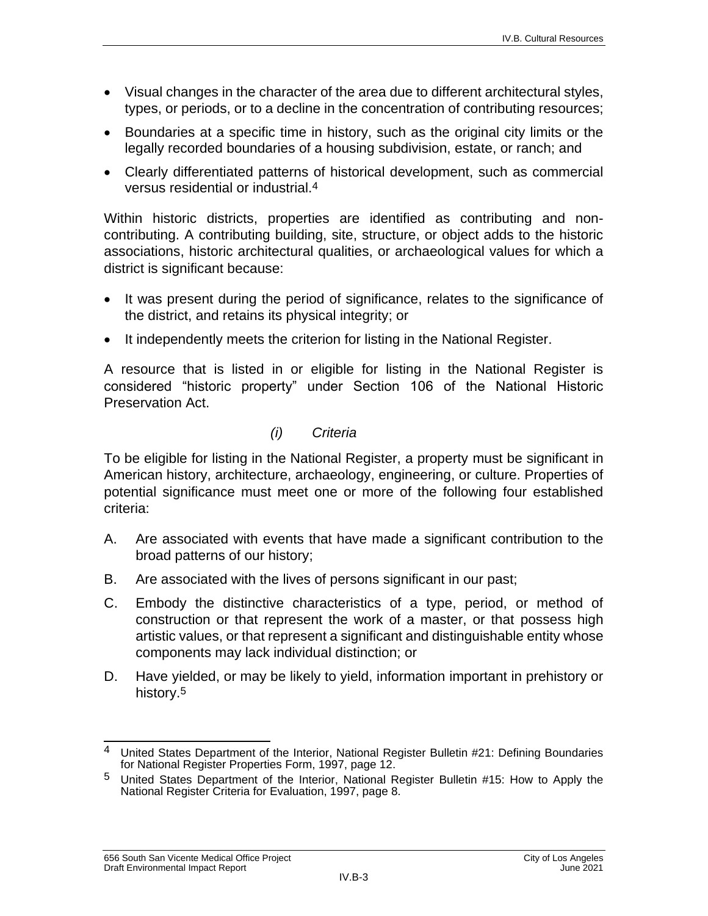- Visual changes in the character of the area due to different architectural styles, types, or periods, or to a decline in the concentration of contributing resources;
- Boundaries at a specific time in history, such as the original city limits or the legally recorded boundaries of a housing subdivision, estate, or ranch; and
- Clearly differentiated patterns of historical development, such as commercial versus residential or industrial.[4]

Within historic districts, properties are identified as contributing and non-contributing. A contributing building, site, structure, or object adds to the historic associations, historic architectural qualities, or archaeological values for which a district is significant because:

- It was present during the period of significance, relates to the significance of the district, and retains its physical integrity; or
- It independently meets the criterion for listing in the National Register.

A resource that is listed in or eligible for listing in the National Register is considered "historic property" under Section 106 of the National Historic Preservation Act.

*(i) Criteria*

To be eligible for listing in the National Register, a property must be significant in American history, architecture, archaeology, engineering, or culture. Properties of potential significance must meet one or more of the following four established criteria:

A. Are associated with events that have made a significant contribution to the broad patterns of our history;

B. Are associated with the lives of persons significant in our past;

C. Embody the distinctive characteristics of a type, period, or method of construction or that represent the work of a master, or that possess high artistic values, or that represent a significant and distinguishable entity whose components may lack individual distinction; or

D. Have yielded, or may be likely to yield, information important in prehistory or history.[5]

---

[4] United States Department of the Interior, National Register Bulletin #21: Defining Boundaries for National Register Properties Form, 1997, page 12.

[5] United States Department of the Interior, National Register Bulletin #15: How to Apply the National Register Criteria for Evaluation, 1997, page 8.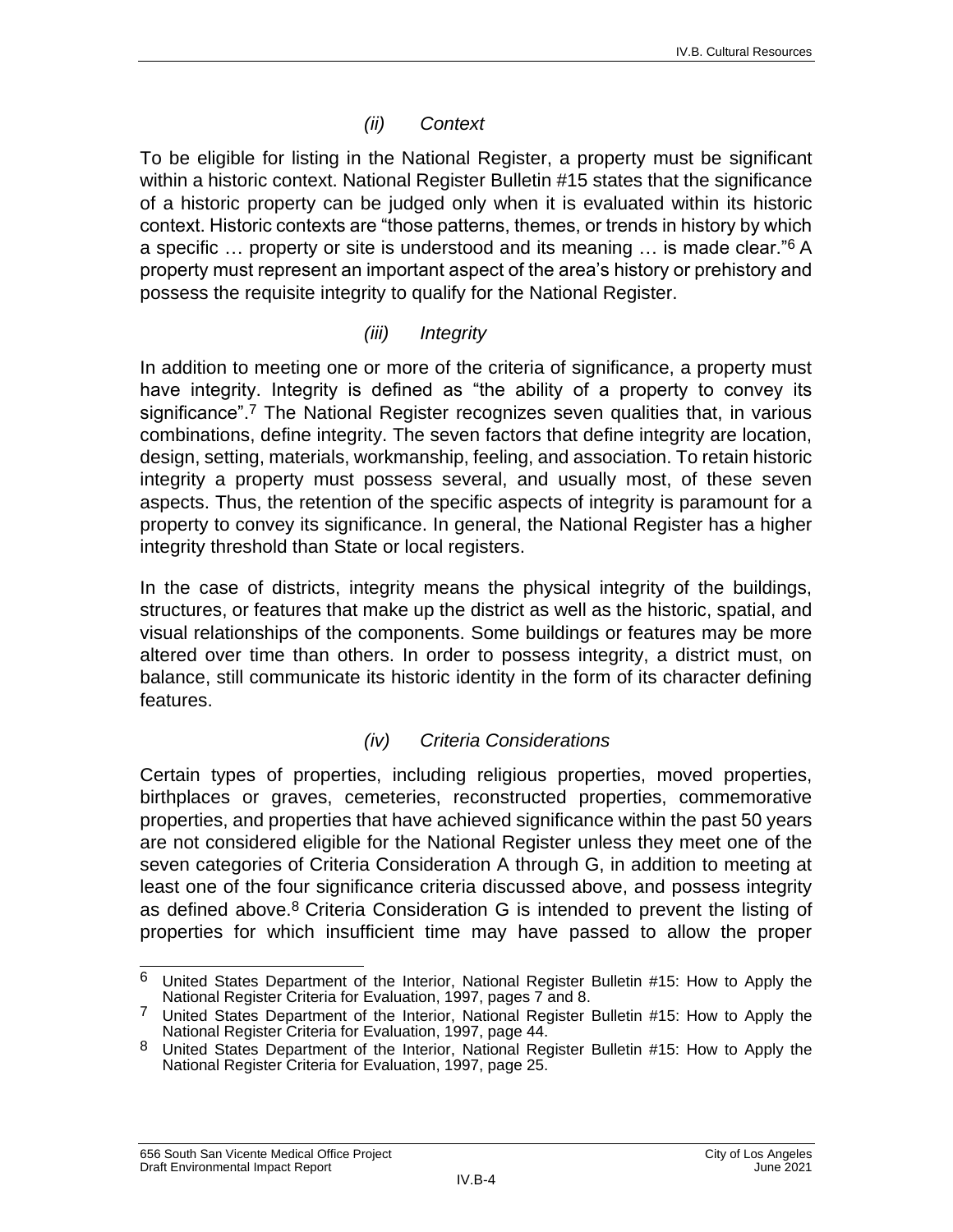#### *(ii) Context*

To be eligible for listing in the National Register, a property must be significant within a historic context. National Register Bulletin #15 states that the significance of a historic property can be judged only when it is evaluated within its historic context. Historic contexts are "those patterns, themes, or trends in history by which a specific … property or site is understood and its meaning … is made clear."[6] A property must represent an important aspect of the area's history or prehistory and possess the requisite integrity to qualify for the National Register.

#### *(iii) Integrity*

In addition to meeting one or more of the criteria of significance, a property must have integrity. Integrity is defined as "the ability of a property to convey its significance".[7] The National Register recognizes seven qualities that, in various combinations, define integrity. The seven factors that define integrity are location, design, setting, materials, workmanship, feeling, and association. To retain historic integrity a property must possess several, and usually most, of these seven aspects. Thus, the retention of the specific aspects of integrity is paramount for a property to convey its significance. In general, the National Register has a higher integrity threshold than State or local registers.

In the case of districts, integrity means the physical integrity of the buildings, structures, or features that make up the district as well as the historic, spatial, and visual relationships of the components. Some buildings or features may be more altered over time than others. In order to possess integrity, a district must, on balance, still communicate its historic identity in the form of its character defining features.

#### *(iv) Criteria Considerations*

Certain types of properties, including religious properties, moved properties, birthplaces or graves, cemeteries, reconstructed properties, commemorative properties, and properties that have achieved significance within the past 50 years are not considered eligible for the National Register unless they meet one of the seven categories of Criteria Consideration A through G, in addition to meeting at least one of the four significance criteria discussed above, and possess integrity as defined above.[8] Criteria Consideration G is intended to prevent the listing of properties for which insufficient time may have passed to allow the proper

---

[6] United States Department of the Interior, National Register Bulletin #15: How to Apply the National Register Criteria for Evaluation, 1997, pages 7 and 8.

[7] United States Department of the Interior, National Register Bulletin #15: How to Apply the National Register Criteria for Evaluation, 1997, page 44.

[8] United States Department of the Interior, National Register Bulletin #15: How to Apply the National Register Criteria for Evaluation, 1997, page 25.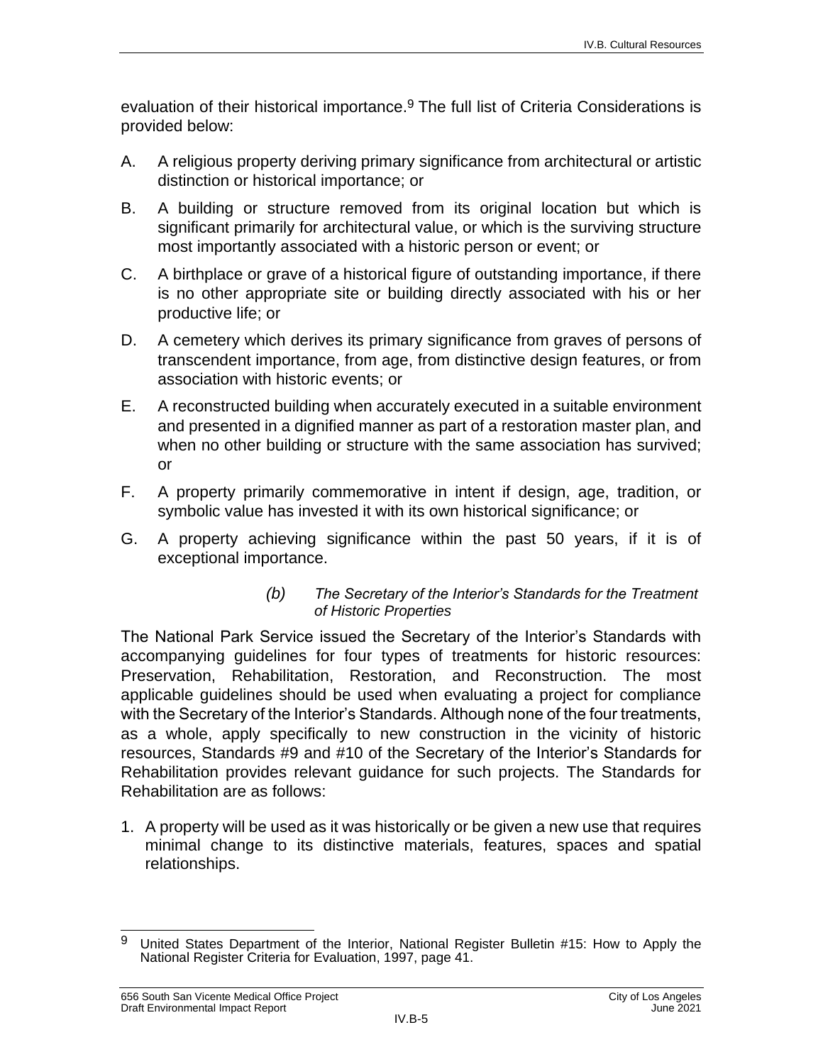evaluation of their historical importance.[9] The full list of Criteria Considerations is provided below:

A. A religious property deriving primary significance from architectural or artistic distinction or historical importance; or

B. A building or structure removed from its original location but which is significant primarily for architectural value, or which is the surviving structure most importantly associated with a historic person or event; or

C. A birthplace or grave of a historical figure of outstanding importance, if there is no other appropriate site or building directly associated with his or her productive life; or

D. A cemetery which derives its primary significance from graves of persons of transcendent importance, from age, from distinctive design features, or from association with historic events; or

E. A reconstructed building when accurately executed in a suitable environment and presented in a dignified manner as part of a restoration master plan, and when no other building or structure with the same association has survived; or

F. A property primarily commemorative in intent if design, age, tradition, or symbolic value has invested it with its own historical significance; or

G. A property achieving significance within the past 50 years, if it is of exceptional importance.

##### *(b) The Secretary of the Interior's Standards for the Treatment of Historic Properties*

The National Park Service issued the Secretary of the Interior's Standards with accompanying guidelines for four types of treatments for historic resources: Preservation, Rehabilitation, Restoration, and Reconstruction. The most applicable guidelines should be used when evaluating a project for compliance with the Secretary of the Interior's Standards. Although none of the four treatments, as a whole, apply specifically to new construction in the vicinity of historic resources, Standards #9 and #10 of the Secretary of the Interior's Standards for Rehabilitation provides relevant guidance for such projects. The Standards for Rehabilitation are as follows:

1. A property will be used as it was historically or be given a new use that requires minimal change to its distinctive materials, features, spaces and spatial relationships.

---

[9] United States Department of the Interior, National Register Bulletin #15: How to Apply the National Register Criteria for Evaluation, 1997, page 41.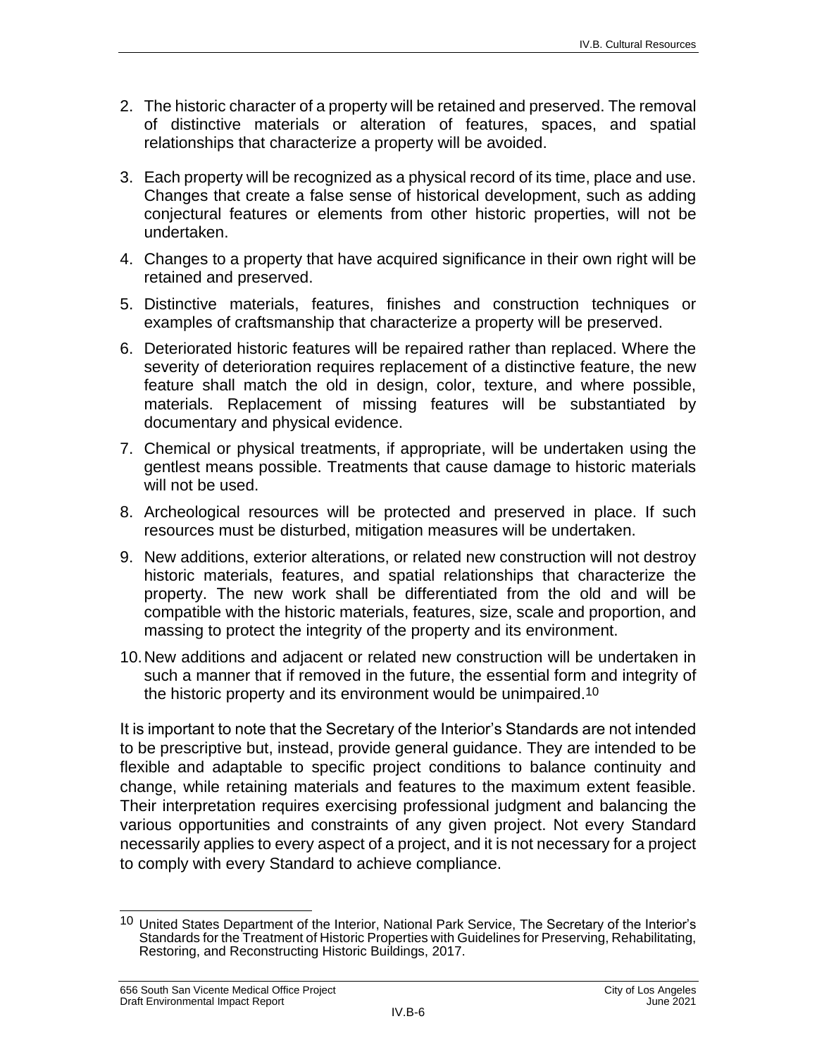2. The historic character of a property will be retained and preserved. The removal of distinctive materials or alteration of features, spaces, and spatial relationships that characterize a property will be avoided.
3. Each property will be recognized as a physical record of its time, place and use. Changes that create a false sense of historical development, such as adding conjectural features or elements from other historic properties, will not be undertaken.
4. Changes to a property that have acquired significance in their own right will be retained and preserved.
5. Distinctive materials, features, finishes and construction techniques or examples of craftsmanship that characterize a property will be preserved.
6. Deteriorated historic features will be repaired rather than replaced. Where the severity of deterioration requires replacement of a distinctive feature, the new feature shall match the old in design, color, texture, and where possible, materials. Replacement of missing features will be substantiated by documentary and physical evidence.
7. Chemical or physical treatments, if appropriate, will be undertaken using the gentlest means possible. Treatments that cause damage to historic materials will not be used.
8. Archeological resources will be protected and preserved in place. If such resources must be disturbed, mitigation measures will be undertaken.
9. New additions, exterior alterations, or related new construction will not destroy historic materials, features, and spatial relationships that characterize the property. The new work shall be differentiated from the old and will be compatible with the historic materials, features, size, scale and proportion, and massing to protect the integrity of the property and its environment.
10. New additions and adjacent or related new construction will be undertaken in such a manner that if removed in the future, the essential form and integrity of the historic property and its environment would be unimpaired.[10]

It is important to note that the Secretary of the Interior's Standards are not intended to be prescriptive but, instead, provide general guidance. They are intended to be flexible and adaptable to specific project conditions to balance continuity and change, while retaining materials and features to the maximum extent feasible. Their interpretation requires exercising professional judgment and balancing the various opportunities and constraints of any given project. Not every Standard necessarily applies to every aspect of a project, and it is not necessary for a project to comply with every Standard to achieve compliance.

[10] United States Department of the Interior, National Park Service, The Secretary of the Interior's Standards for the Treatment of Historic Properties with Guidelines for Preserving, Rehabilitating, Restoring, and Reconstructing Historic Buildings, 2017.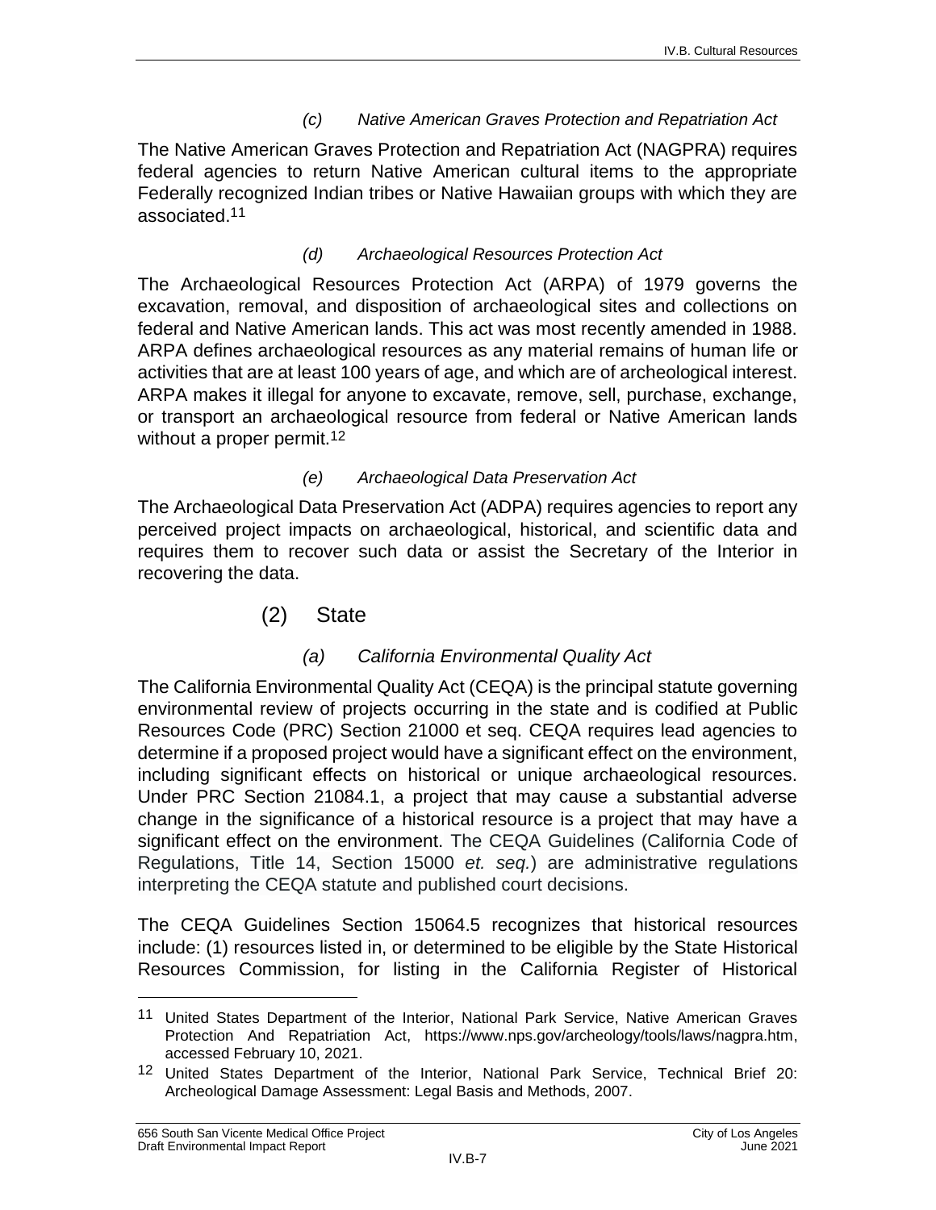#### *(c) Native American Graves Protection and Repatriation Act*

The Native American Graves Protection and Repatriation Act (NAGPRA) requires federal agencies to return Native American cultural items to the appropriate Federally recognized Indian tribes or Native Hawaiian groups with which they are associated.[11]

#### *(d) Archaeological Resources Protection Act*

The Archaeological Resources Protection Act (ARPA) of 1979 governs the excavation, removal, and disposition of archaeological sites and collections on federal and Native American lands. This act was most recently amended in 1988. ARPA defines archaeological resources as any material remains of human life or activities that are at least 100 years of age, and which are of archeological interest. ARPA makes it illegal for anyone to excavate, remove, sell, purchase, exchange, or transport an archaeological resource from federal or Native American lands without a proper permit.[12]

#### *(e) Archaeological Data Preservation Act*

The Archaeological Data Preservation Act (ADPA) requires agencies to report any perceived project impacts on archaeological, historical, and scientific data and requires them to recover such data or assist the Secretary of the Interior in recovering the data.

### (2) State

#### *(a) California Environmental Quality Act*

The California Environmental Quality Act (CEQA) is the principal statute governing environmental review of projects occurring in the state and is codified at Public Resources Code (PRC) Section 21000 et seq. CEQA requires lead agencies to determine if a proposed project would have a significant effect on the environment, including significant effects on historical or unique archaeological resources. Under PRC Section 21084.1, a project that may cause a substantial adverse change in the significance of a historical resource is a project that may have a significant effect on the environment. The CEQA Guidelines (California Code of Regulations, Title 14, Section 15000 *et. seq.*) are administrative regulations interpreting the CEQA statute and published court decisions.

The CEQA Guidelines Section 15064.5 recognizes that historical resources include: (1) resources listed in, or determined to be eligible by the State Historical Resources Commission, for listing in the California Register of Historical

---

[11] United States Department of the Interior, National Park Service, Native American Graves Protection And Repatriation Act, https://www.nps.gov/archeology/tools/laws/nagpra.htm, accessed February 10, 2021.

[12] United States Department of the Interior, National Park Service, Technical Brief 20: Archeological Damage Assessment: Legal Basis and Methods, 2007.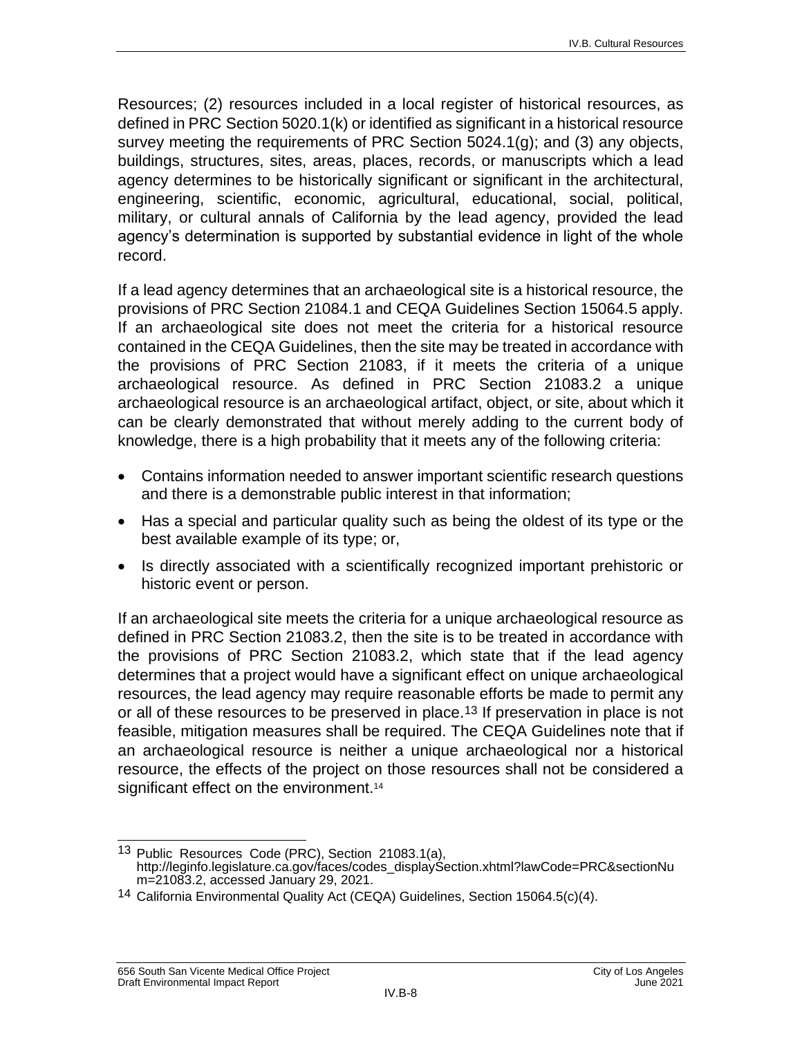Resources; (2) resources included in a local register of historical resources, as defined in PRC Section 5020.1(k) or identified as significant in a historical resource survey meeting the requirements of PRC Section 5024.1(g); and (3) any objects, buildings, structures, sites, areas, places, records, or manuscripts which a lead agency determines to be historically significant or significant in the architectural, engineering, scientific, economic, agricultural, educational, social, political, military, or cultural annals of California by the lead agency, provided the lead agency's determination is supported by substantial evidence in light of the whole record.

If a lead agency determines that an archaeological site is a historical resource, the provisions of PRC Section 21084.1 and CEQA Guidelines Section 15064.5 apply. If an archaeological site does not meet the criteria for a historical resource contained in the CEQA Guidelines, then the site may be treated in accordance with the provisions of PRC Section 21083, if it meets the criteria of a unique archaeological resource. As defined in PRC Section 21083.2 a unique archaeological resource is an archaeological artifact, object, or site, about which it can be clearly demonstrated that without merely adding to the current body of knowledge, there is a high probability that it meets any of the following criteria:

- Contains information needed to answer important scientific research questions and there is a demonstrable public interest in that information;
- Has a special and particular quality such as being the oldest of its type or the best available example of its type; or,
- Is directly associated with a scientifically recognized important prehistoric or historic event or person.

If an archaeological site meets the criteria for a unique archaeological resource as defined in PRC Section 21083.2, then the site is to be treated in accordance with the provisions of PRC Section 21083.2, which state that if the lead agency determines that a project would have a significant effect on unique archaeological resources, the lead agency may require reasonable efforts be made to permit any or all of these resources to be preserved in place.[13] If preservation in place is not feasible, mitigation measures shall be required. The CEQA Guidelines note that if an archaeological resource is neither a unique archaeological nor a historical resource, the effects of the project on those resources shall not be considered a significant effect on the environment.[14]

---

[13] Public Resources Code (PRC), Section 21083.1(a), http://leginfo.legislature.ca.gov/faces/codes_displaySection.xhtml?lawCode=PRC&sectionNum=21083.2, accessed January 29, 2021.

[14] California Environmental Quality Act (CEQA) Guidelines, Section 15064.5(c)(4).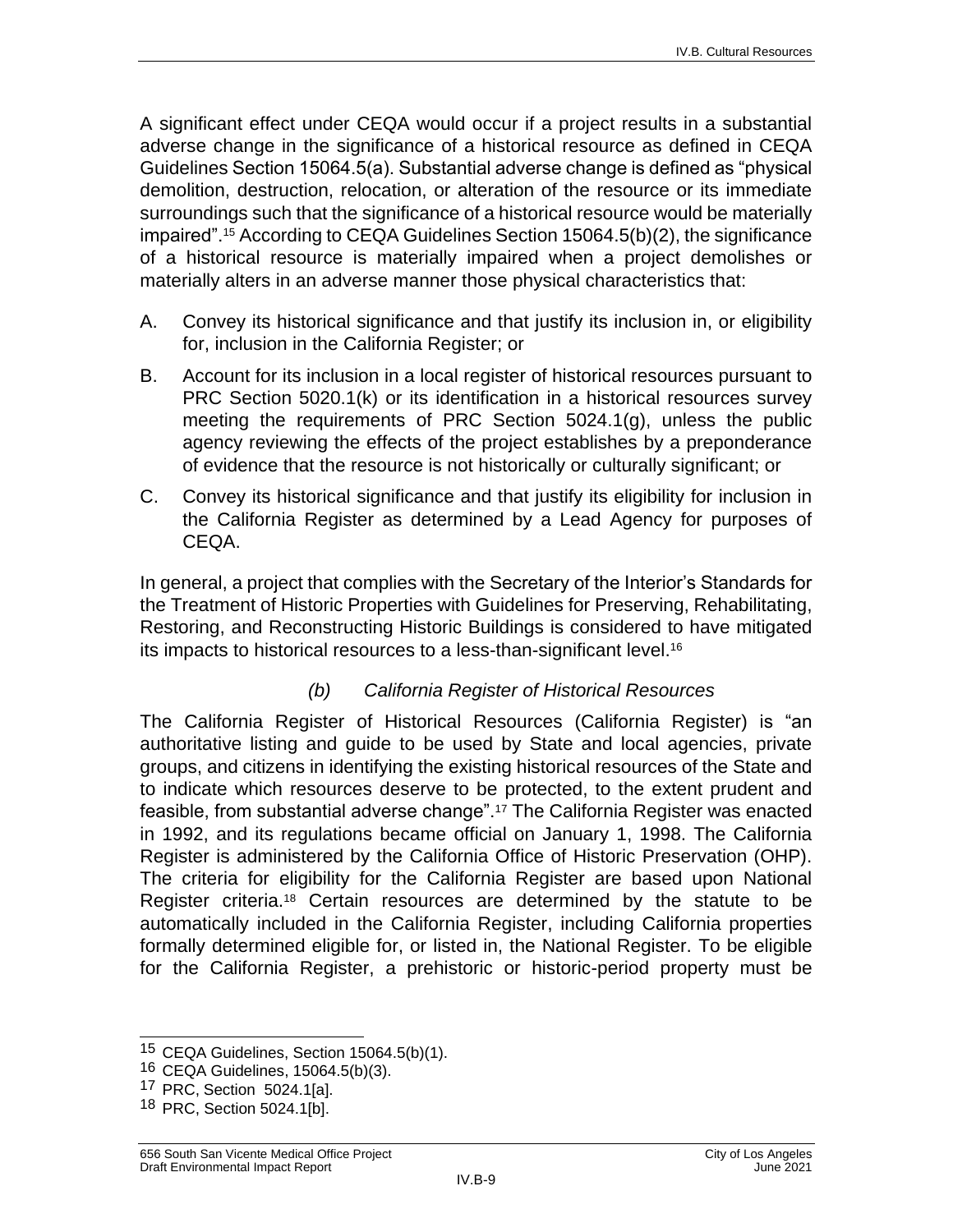A significant effect under CEQA would occur if a project results in a substantial adverse change in the significance of a historical resource as defined in CEQA Guidelines Section 15064.5(a). Substantial adverse change is defined as "physical demolition, destruction, relocation, or alteration of the resource or its immediate surroundings such that the significance of a historical resource would be materially impaired".[15] According to CEQA Guidelines Section 15064.5(b)(2), the significance of a historical resource is materially impaired when a project demolishes or materially alters in an adverse manner those physical characteristics that:

A. Convey its historical significance and that justify its inclusion in, or eligibility for, inclusion in the California Register; or

B. Account for its inclusion in a local register of historical resources pursuant to PRC Section 5020.1(k) or its identification in a historical resources survey meeting the requirements of PRC Section 5024.1(g), unless the public agency reviewing the effects of the project establishes by a preponderance of evidence that the resource is not historically or culturally significant; or

C. Convey its historical significance and that justify its eligibility for inclusion in the California Register as determined by a Lead Agency for purposes of CEQA.

In general, a project that complies with the Secretary of the Interior's Standards for the Treatment of Historic Properties with Guidelines for Preserving, Rehabilitating, Restoring, and Reconstructing Historic Buildings is considered to have mitigated its impacts to historical resources to a less-than-significant level.[16]

### *(b) California Register of Historical Resources*

The California Register of Historical Resources (California Register) is "an authoritative listing and guide to be used by State and local agencies, private groups, and citizens in identifying the existing historical resources of the State and to indicate which resources deserve to be protected, to the extent prudent and feasible, from substantial adverse change".[17] The California Register was enacted in 1992, and its regulations became official on January 1, 1998. The California Register is administered by the California Office of Historic Preservation (OHP). The criteria for eligibility for the California Register are based upon National Register criteria.[18] Certain resources are determined by the statute to be automatically included in the California Register, including California properties formally determined eligible for, or listed in, the National Register. To be eligible for the California Register, a prehistoric or historic-period property must be

---

[15] CEQA Guidelines, Section 15064.5(b)(1).

[16] CEQA Guidelines, 15064.5(b)(3).

[17] PRC, Section 5024.1[a].

[18] PRC, Section 5024.1[b].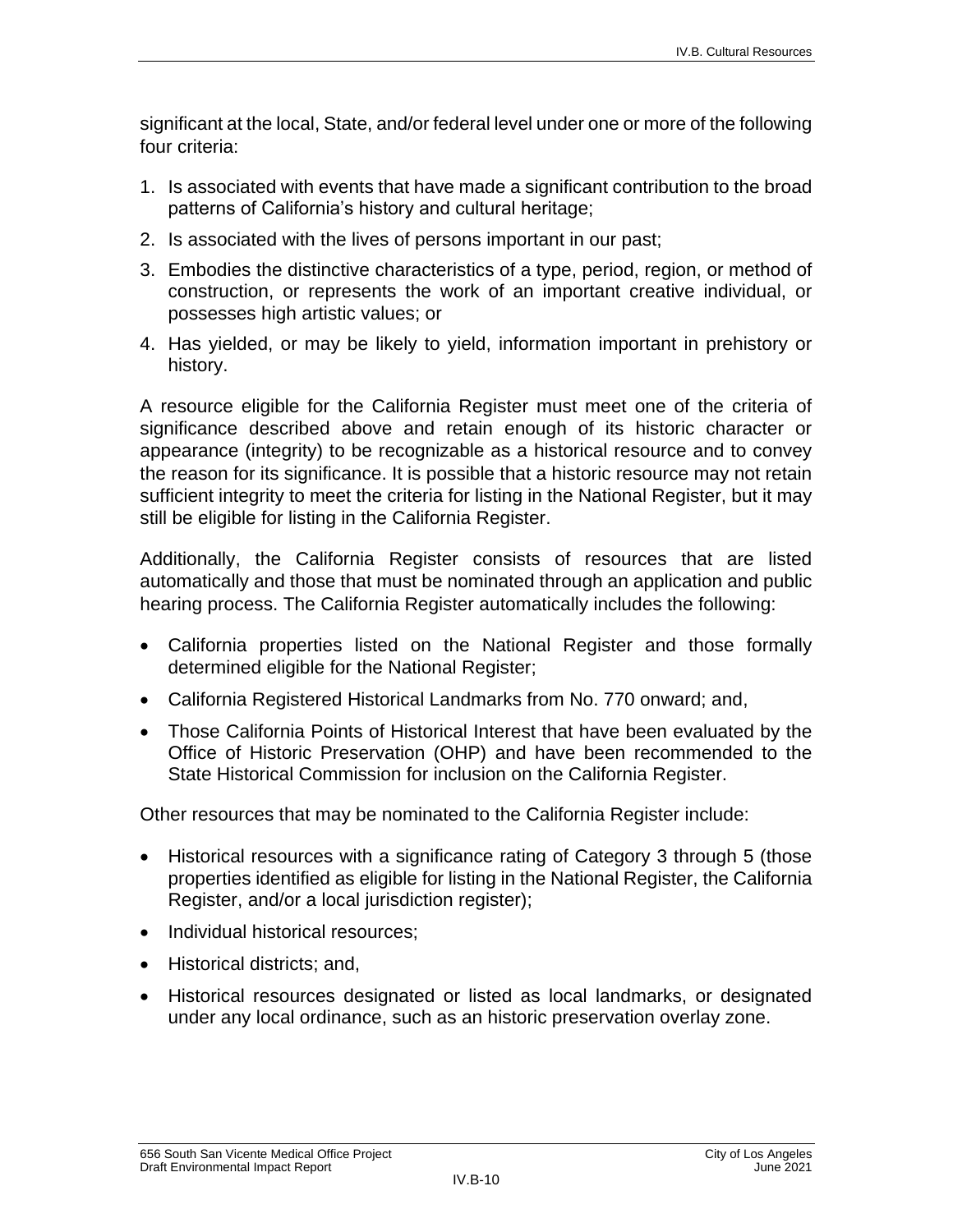significant at the local, State, and/or federal level under one or more of the following four criteria:

1. Is associated with events that have made a significant contribution to the broad patterns of California's history and cultural heritage;
2. Is associated with the lives of persons important in our past;
3. Embodies the distinctive characteristics of a type, period, region, or method of construction, or represents the work of an important creative individual, or possesses high artistic values; or
4. Has yielded, or may be likely to yield, information important in prehistory or history.

A resource eligible for the California Register must meet one of the criteria of significance described above and retain enough of its historic character or appearance (integrity) to be recognizable as a historical resource and to convey the reason for its significance. It is possible that a historic resource may not retain sufficient integrity to meet the criteria for listing in the National Register, but it may still be eligible for listing in the California Register.

Additionally, the California Register consists of resources that are listed automatically and those that must be nominated through an application and public hearing process. The California Register automatically includes the following:

- California properties listed on the National Register and those formally determined eligible for the National Register;
- California Registered Historical Landmarks from No. 770 onward; and,
- Those California Points of Historical Interest that have been evaluated by the Office of Historic Preservation (OHP) and have been recommended to the State Historical Commission for inclusion on the California Register.

Other resources that may be nominated to the California Register include:

- Historical resources with a significance rating of Category 3 through 5 (those properties identified as eligible for listing in the National Register, the California Register, and/or a local jurisdiction register);
- Individual historical resources;
- Historical districts; and,
- Historical resources designated or listed as local landmarks, or designated under any local ordinance, such as an historic preservation overlay zone.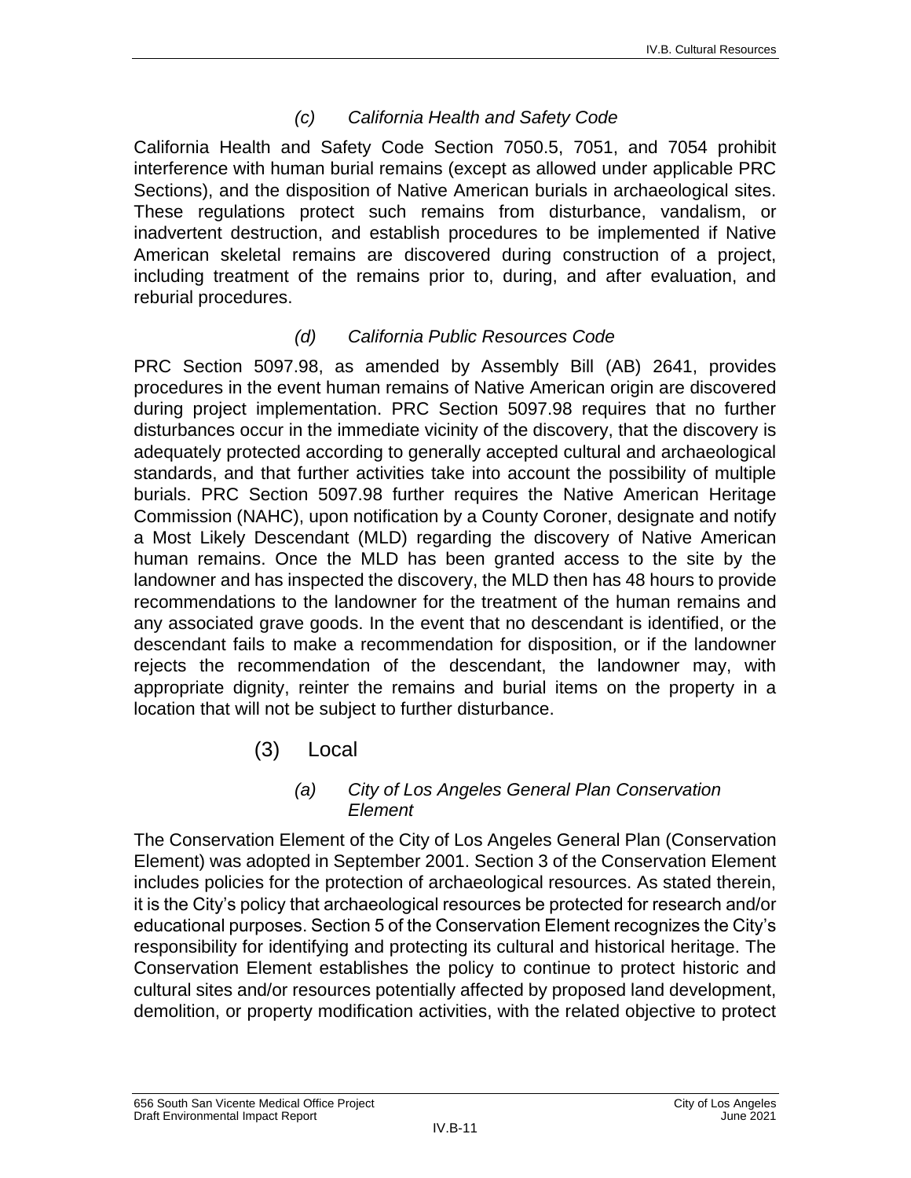#### (c) California Health and Safety Code

California Health and Safety Code Section 7050.5, 7051, and 7054 prohibit interference with human burial remains (except as allowed under applicable PRC Sections), and the disposition of Native American burials in archaeological sites. These regulations protect such remains from disturbance, vandalism, or inadvertent destruction, and establish procedures to be implemented if Native American skeletal remains are discovered during construction of a project, including treatment of the remains prior to, during, and after evaluation, and reburial procedures.

#### (d) California Public Resources Code

PRC Section 5097.98, as amended by Assembly Bill (AB) 2641, provides procedures in the event human remains of Native American origin are discovered during project implementation. PRC Section 5097.98 requires that no further disturbances occur in the immediate vicinity of the discovery, that the discovery is adequately protected according to generally accepted cultural and archaeological standards, and that further activities take into account the possibility of multiple burials. PRC Section 5097.98 further requires the Native American Heritage Commission (NAHC), upon notification by a County Coroner, designate and notify a Most Likely Descendant (MLD) regarding the discovery of Native American human remains. Once the MLD has been granted access to the site by the landowner and has inspected the discovery, the MLD then has 48 hours to provide recommendations to the landowner for the treatment of the human remains and any associated grave goods. In the event that no descendant is identified, or the descendant fails to make a recommendation for disposition, or if the landowner rejects the recommendation of the descendant, the landowner may, with appropriate dignity, reinter the remains and burial items on the property in a location that will not be subject to further disturbance.

### (3) Local

#### (a) City of Los Angeles General Plan Conservation Element

The Conservation Element of the City of Los Angeles General Plan (Conservation Element) was adopted in September 2001. Section 3 of the Conservation Element includes policies for the protection of archaeological resources. As stated therein, it is the City's policy that archaeological resources be protected for research and/or educational purposes. Section 5 of the Conservation Element recognizes the City's responsibility for identifying and protecting its cultural and historical heritage. The Conservation Element establishes the policy to continue to protect historic and cultural sites and/or resources potentially affected by proposed land development, demolition, or property modification activities, with the related objective to protect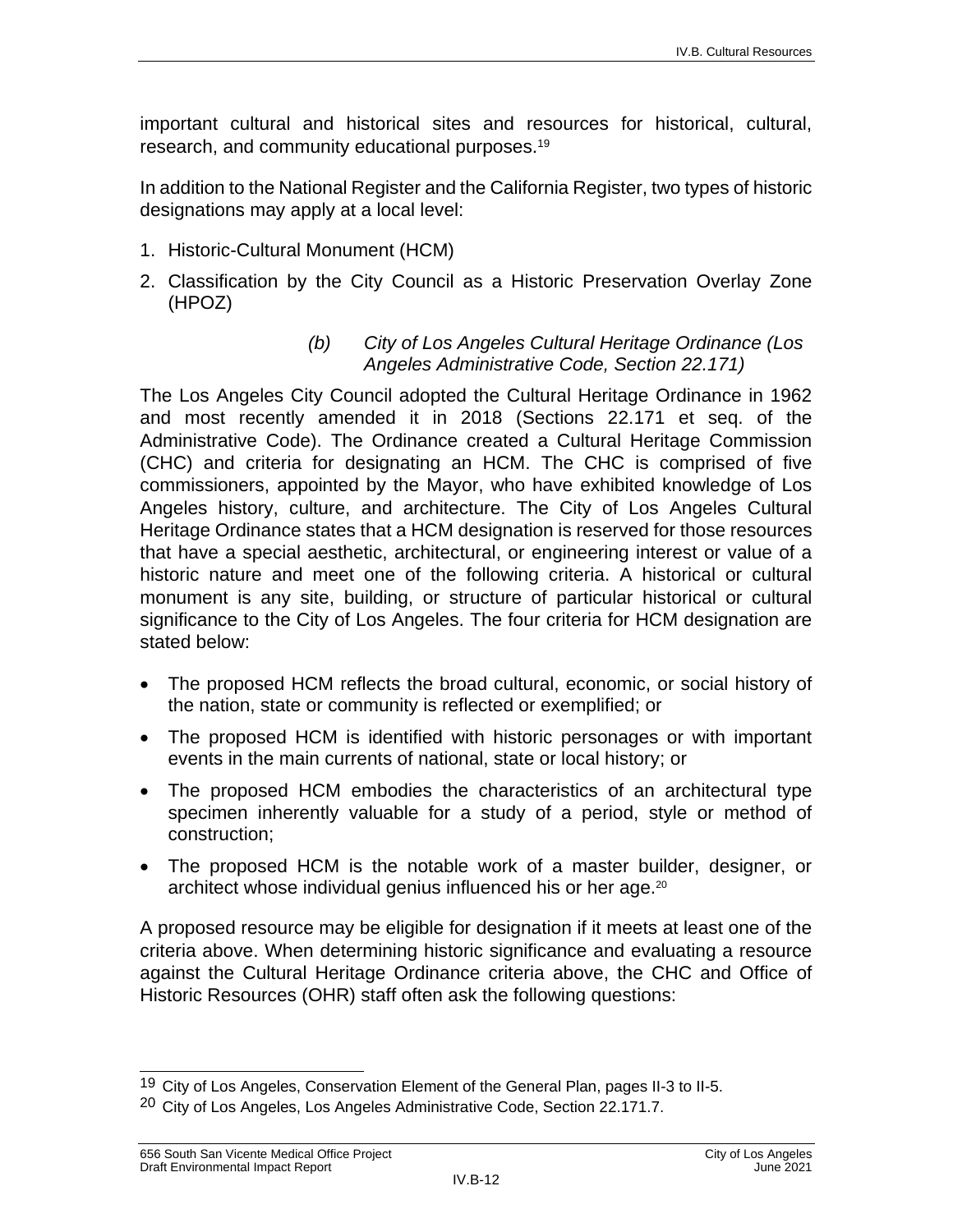important cultural and historical sites and resources for historical, cultural, research, and community educational purposes.[19]

In addition to the National Register and the California Register, two types of historic designations may apply at a local level:

1. Historic-Cultural Monument (HCM)
2. Classification by the City Council as a Historic Preservation Overlay Zone (HPOZ)

#### *(b) City of Los Angeles Cultural Heritage Ordinance (Los Angeles Administrative Code, Section 22.171)*

The Los Angeles City Council adopted the Cultural Heritage Ordinance in 1962 and most recently amended it in 2018 (Sections 22.171 et seq. of the Administrative Code). The Ordinance created a Cultural Heritage Commission (CHC) and criteria for designating an HCM. The CHC is comprised of five commissioners, appointed by the Mayor, who have exhibited knowledge of Los Angeles history, culture, and architecture. The City of Los Angeles Cultural Heritage Ordinance states that a HCM designation is reserved for those resources that have a special aesthetic, architectural, or engineering interest or value of a historic nature and meet one of the following criteria. A historical or cultural monument is any site, building, or structure of particular historical or cultural significance to the City of Los Angeles. The four criteria for HCM designation are stated below:

- The proposed HCM reflects the broad cultural, economic, or social history of the nation, state or community is reflected or exemplified; or
- The proposed HCM is identified with historic personages or with important events in the main currents of national, state or local history; or
- The proposed HCM embodies the characteristics of an architectural type specimen inherently valuable for a study of a period, style or method of construction;
- The proposed HCM is the notable work of a master builder, designer, or architect whose individual genius influenced his or her age.[20]

A proposed resource may be eligible for designation if it meets at least one of the criteria above. When determining historic significance and evaluating a resource against the Cultural Heritage Ordinance criteria above, the CHC and Office of Historic Resources (OHR) staff often ask the following questions:

---

[19] City of Los Angeles, Conservation Element of the General Plan, pages II-3 to II-5.

[20] City of Los Angeles, Los Angeles Administrative Code, Section 22.171.7.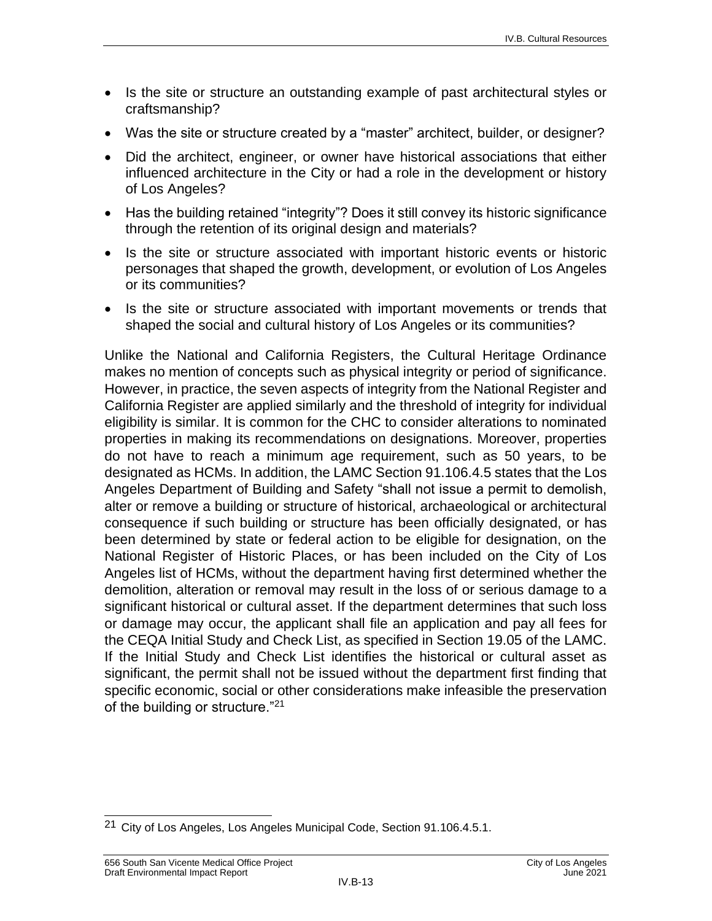- Is the site or structure an outstanding example of past architectural styles or craftsmanship?
- Was the site or structure created by a "master" architect, builder, or designer?
- Did the architect, engineer, or owner have historical associations that either influenced architecture in the City or had a role in the development or history of Los Angeles?
- Has the building retained "integrity"? Does it still convey its historic significance through the retention of its original design and materials?
- Is the site or structure associated with important historic events or historic personages that shaped the growth, development, or evolution of Los Angeles or its communities?
- Is the site or structure associated with important movements or trends that shaped the social and cultural history of Los Angeles or its communities?

Unlike the National and California Registers, the Cultural Heritage Ordinance makes no mention of concepts such as physical integrity or period of significance. However, in practice, the seven aspects of integrity from the National Register and California Register are applied similarly and the threshold of integrity for individual eligibility is similar. It is common for the CHC to consider alterations to nominated properties in making its recommendations on designations. Moreover, properties do not have to reach a minimum age requirement, such as 50 years, to be designated as HCMs. In addition, the LAMC Section 91.106.4.5 states that the Los Angeles Department of Building and Safety "shall not issue a permit to demolish, alter or remove a building or structure of historical, archaeological or architectural consequence if such building or structure has been officially designated, or has been determined by state or federal action to be eligible for designation, on the National Register of Historic Places, or has been included on the City of Los Angeles list of HCMs, without the department having first determined whether the demolition, alteration or removal may result in the loss of or serious damage to a significant historical or cultural asset. If the department determines that such loss or damage may occur, the applicant shall file an application and pay all fees for the CEQA Initial Study and Check List, as specified in Section 19.05 of the LAMC. If the Initial Study and Check List identifies the historical or cultural asset as significant, the permit shall not be issued without the department first finding that specific economic, social or other considerations make infeasible the preservation of the building or structure."[21]

[21] City of Los Angeles, Los Angeles Municipal Code, Section 91.106.4.5.1.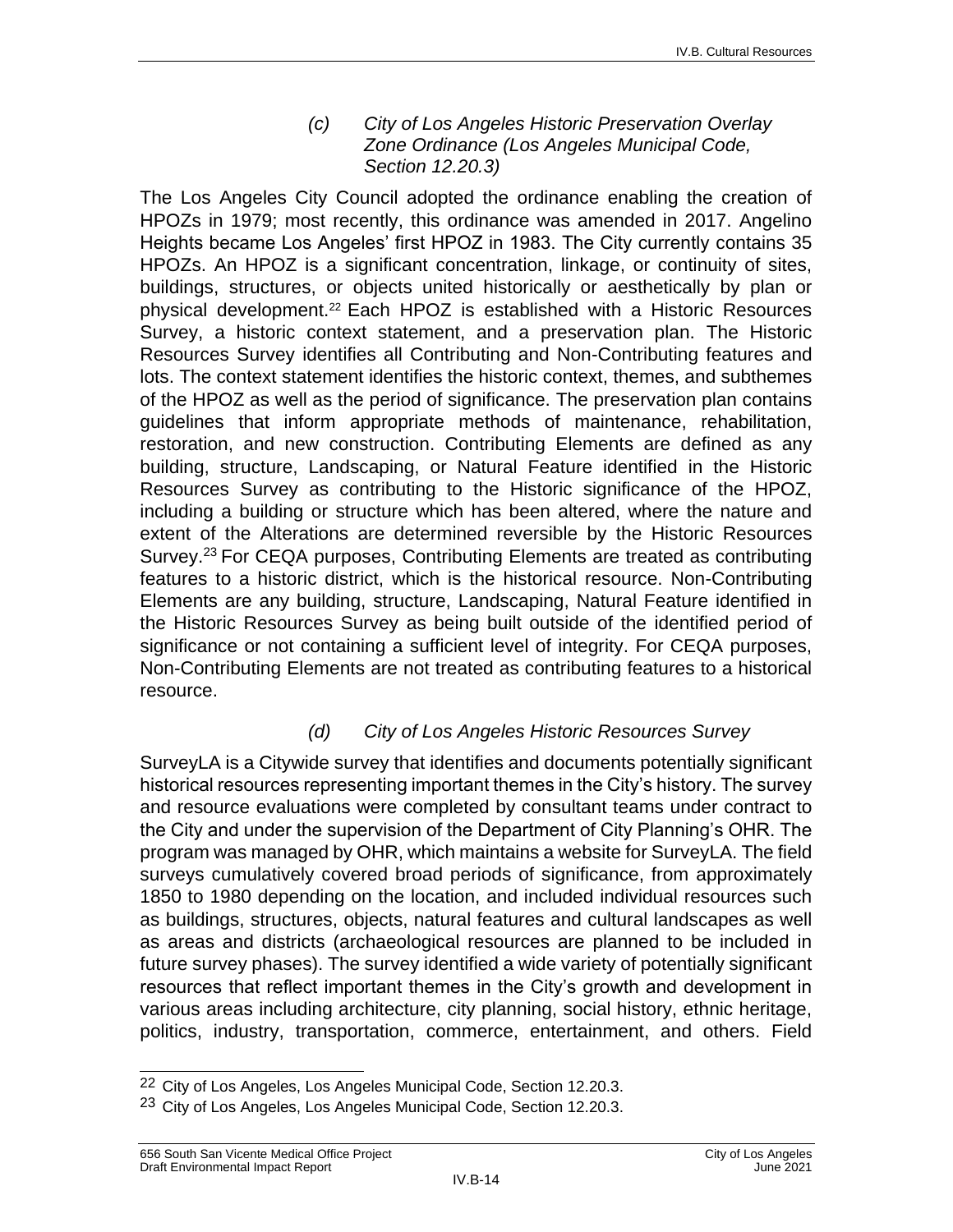#### *(c) City of Los Angeles Historic Preservation Overlay Zone Ordinance (Los Angeles Municipal Code, Section 12.20.3)*

The Los Angeles City Council adopted the ordinance enabling the creation of HPOZs in 1979; most recently, this ordinance was amended in 2017. Angelino Heights became Los Angeles' first HPOZ in 1983. The City currently contains 35 HPOZs. An HPOZ is a significant concentration, linkage, or continuity of sites, buildings, structures, or objects united historically or aesthetically by plan or physical development.[22] Each HPOZ is established with a Historic Resources Survey, a historic context statement, and a preservation plan. The Historic Resources Survey identifies all Contributing and Non-Contributing features and lots. The context statement identifies the historic context, themes, and subthemes of the HPOZ as well as the period of significance. The preservation plan contains guidelines that inform appropriate methods of maintenance, rehabilitation, restoration, and new construction. Contributing Elements are defined as any building, structure, Landscaping, or Natural Feature identified in the Historic Resources Survey as contributing to the Historic significance of the HPOZ, including a building or structure which has been altered, where the nature and extent of the Alterations are determined reversible by the Historic Resources Survey.[23] For CEQA purposes, Contributing Elements are treated as contributing features to a historic district, which is the historical resource. Non-Contributing Elements are any building, structure, Landscaping, Natural Feature identified in the Historic Resources Survey as being built outside of the identified period of significance or not containing a sufficient level of integrity. For CEQA purposes, Non-Contributing Elements are not treated as contributing features to a historical resource.

#### *(d) City of Los Angeles Historic Resources Survey*

SurveyLA is a Citywide survey that identifies and documents potentially significant historical resources representing important themes in the City's history. The survey and resource evaluations were completed by consultant teams under contract to the City and under the supervision of the Department of City Planning's OHR. The program was managed by OHR, which maintains a website for SurveyLA. The field surveys cumulatively covered broad periods of significance, from approximately 1850 to 1980 depending on the location, and included individual resources such as buildings, structures, objects, natural features and cultural landscapes as well as areas and districts (archaeological resources are planned to be included in future survey phases). The survey identified a wide variety of potentially significant resources that reflect important themes in the City's growth and development in various areas including architecture, city planning, social history, ethnic heritage, politics, industry, transportation, commerce, entertainment, and others. Field

---

[22] City of Los Angeles, Los Angeles Municipal Code, Section 12.20.3.

[23] City of Los Angeles, Los Angeles Municipal Code, Section 12.20.3.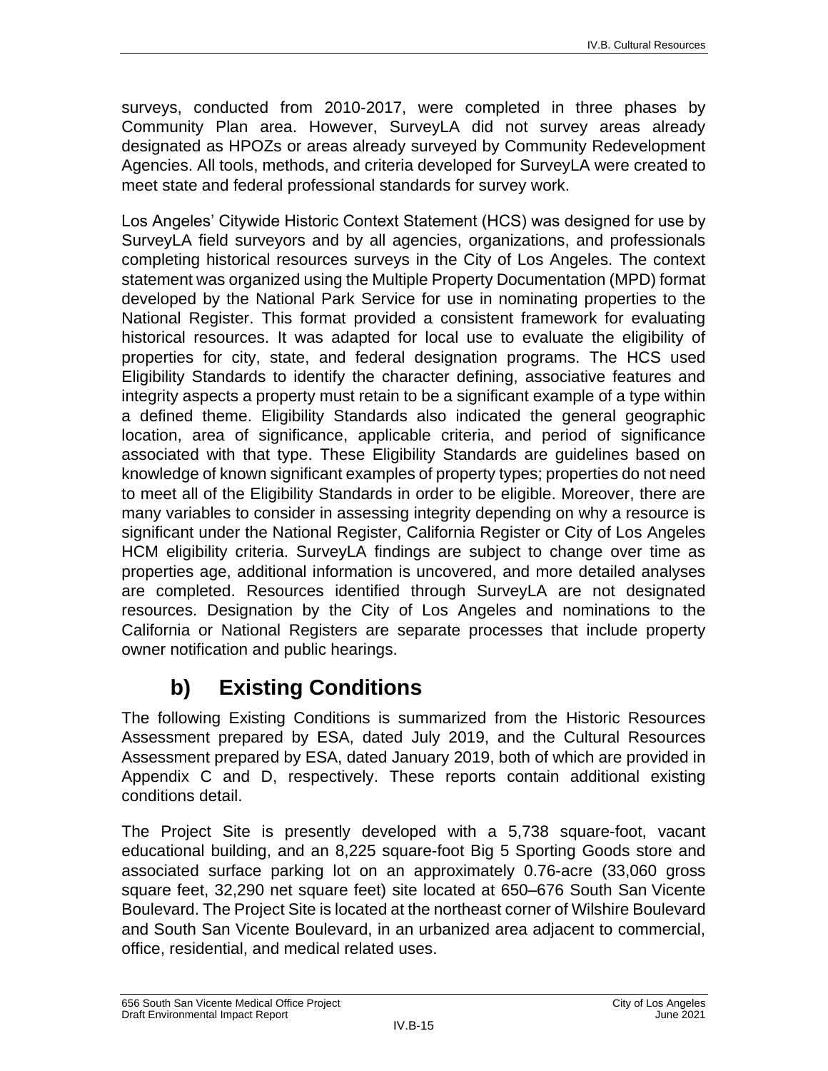surveys, conducted from 2010-2017, were completed in three phases by Community Plan area. However, SurveyLA did not survey areas already designated as HPOZs or areas already surveyed by Community Redevelopment Agencies. All tools, methods, and criteria developed for SurveyLA were created to meet state and federal professional standards for survey work.

Los Angeles' Citywide Historic Context Statement (HCS) was designed for use by SurveyLA field surveyors and by all agencies, organizations, and professionals completing historical resources surveys in the City of Los Angeles. The context statement was organized using the Multiple Property Documentation (MPD) format developed by the National Park Service for use in nominating properties to the National Register. This format provided a consistent framework for evaluating historical resources. It was adapted for local use to evaluate the eligibility of properties for city, state, and federal designation programs. The HCS used Eligibility Standards to identify the character defining, associative features and integrity aspects a property must retain to be a significant example of a type within a defined theme. Eligibility Standards also indicated the general geographic location, area of significance, applicable criteria, and period of significance associated with that type. These Eligibility Standards are guidelines based on knowledge of known significant examples of property types; properties do not need to meet all of the Eligibility Standards in order to be eligible. Moreover, there are many variables to consider in assessing integrity depending on why a resource is significant under the National Register, California Register or City of Los Angeles HCM eligibility criteria. SurveyLA findings are subject to change over time as properties age, additional information is uncovered, and more detailed analyses are completed. Resources identified through SurveyLA are not designated resources. Designation by the City of Los Angeles and nominations to the California or National Registers are separate processes that include property owner notification and public hearings.

## b) Existing Conditions

The following Existing Conditions is summarized from the Historic Resources Assessment prepared by ESA, dated July 2019, and the Cultural Resources Assessment prepared by ESA, dated January 2019, both of which are provided in Appendix C and D, respectively. These reports contain additional existing conditions detail.

The Project Site is presently developed with a 5,738 square-foot, vacant educational building, and an 8,225 square-foot Big 5 Sporting Goods store and associated surface parking lot on an approximately 0.76-acre (33,060 gross square feet, 32,290 net square feet) site located at 650–676 South San Vicente Boulevard. The Project Site is located at the northeast corner of Wilshire Boulevard and South San Vicente Boulevard, in an urbanized area adjacent to commercial, office, residential, and medical related uses.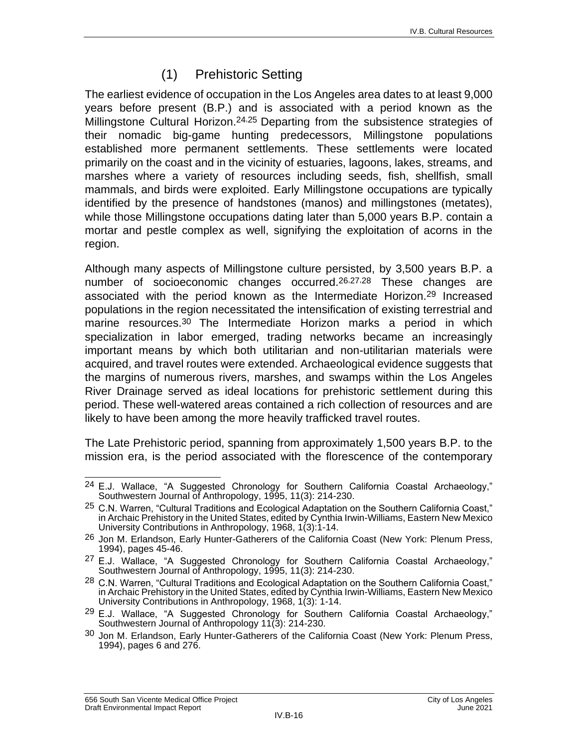### (1) Prehistoric Setting

The earliest evidence of occupation in the Los Angeles area dates to at least 9,000 years before present (B.P.) and is associated with a period known as the Millingstone Cultural Horizon.[24,25] Departing from the subsistence strategies of their nomadic big-game hunting predecessors, Millingstone populations established more permanent settlements. These settlements were located primarily on the coast and in the vicinity of estuaries, lagoons, lakes, streams, and marshes where a variety of resources including seeds, fish, shellfish, small mammals, and birds were exploited. Early Millingstone occupations are typically identified by the presence of handstones (manos) and millingstones (metates), while those Millingstone occupations dating later than 5,000 years B.P. contain a mortar and pestle complex as well, signifying the exploitation of acorns in the region.

Although many aspects of Millingstone culture persisted, by 3,500 years B.P. a number of socioeconomic changes occurred.[26,27,28] These changes are associated with the period known as the Intermediate Horizon.[29] Increased populations in the region necessitated the intensification of existing terrestrial and marine resources.[30] The Intermediate Horizon marks a period in which specialization in labor emerged, trading networks became an increasingly important means by which both utilitarian and non-utilitarian materials were acquired, and travel routes were extended. Archaeological evidence suggests that the margins of numerous rivers, marshes, and swamps within the Los Angeles River Drainage served as ideal locations for prehistoric settlement during this period. These well-watered areas contained a rich collection of resources and are likely to have been among the more heavily trafficked travel routes.

The Late Prehistoric period, spanning from approximately 1,500 years B.P. to the mission era, is the period associated with the florescence of the contemporary

---

[24] E.J. Wallace, "A Suggested Chronology for Southern California Coastal Archaeology," Southwestern Journal of Anthropology, 1995, 11(3): 214-230.

[25] C.N. Warren, "Cultural Traditions and Ecological Adaptation on the Southern California Coast," in Archaic Prehistory in the United States, edited by Cynthia Irwin-Williams, Eastern New Mexico University Contributions in Anthropology, 1968, 1(3):1-14.

[26] Jon M. Erlandson, Early Hunter-Gatherers of the California Coast (New York: Plenum Press, 1994), pages 45-46.

[27] E.J. Wallace, "A Suggested Chronology for Southern California Coastal Archaeology," Southwestern Journal of Anthropology, 1995, 11(3): 214-230.

[28] C.N. Warren, "Cultural Traditions and Ecological Adaptation on the Southern California Coast," in Archaic Prehistory in the United States, edited by Cynthia Irwin-Williams, Eastern New Mexico University Contributions in Anthropology, 1968, 1(3): 1-14.

[29] E.J. Wallace, "A Suggested Chronology for Southern California Coastal Archaeology," Southwestern Journal of Anthropology 11(3): 214-230.

[30] Jon M. Erlandson, Early Hunter-Gatherers of the California Coast (New York: Plenum Press, 1994), pages 6 and 276.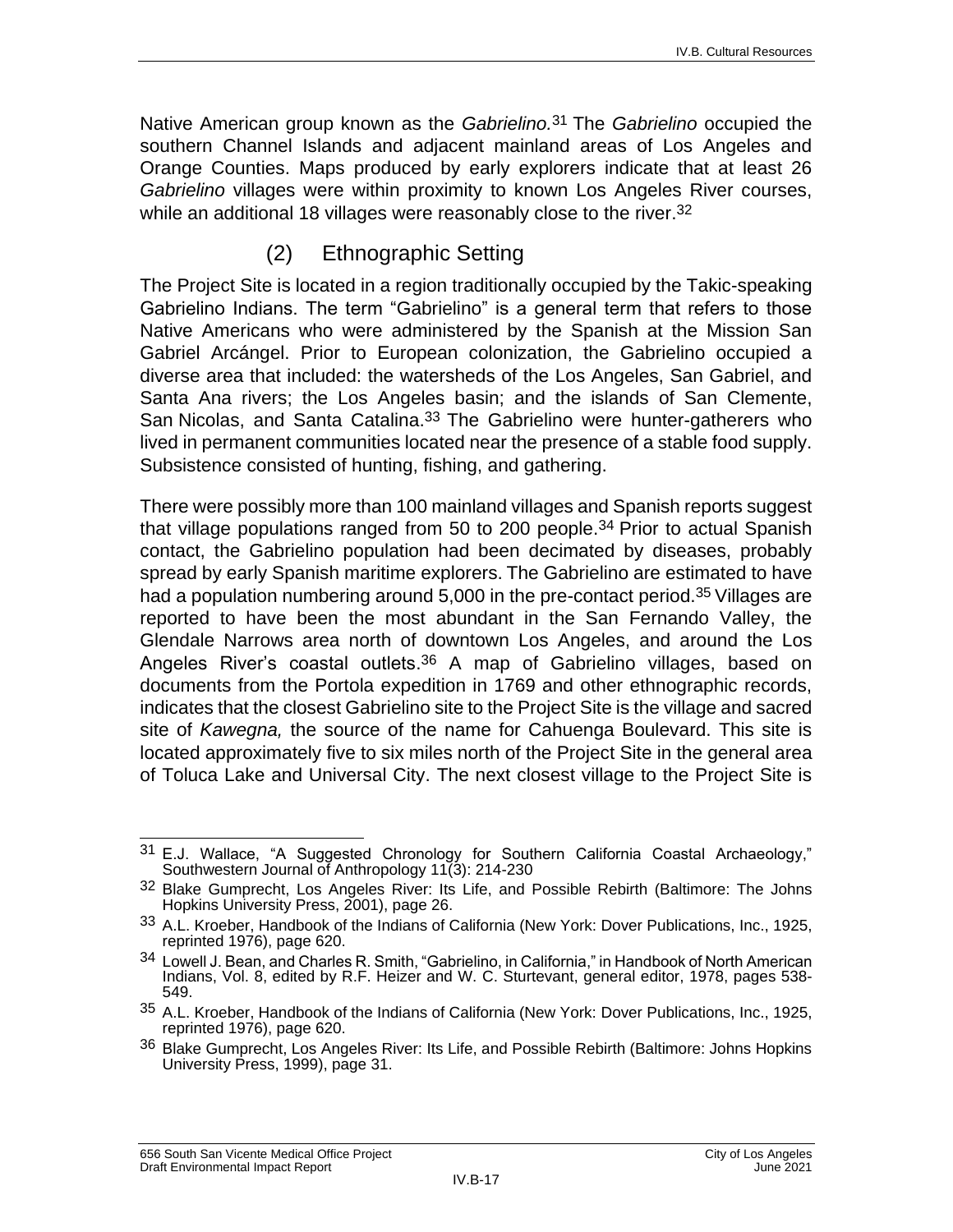Native American group known as the *Gabrielino.*[31] The *Gabrielino* occupied the southern Channel Islands and adjacent mainland areas of Los Angeles and Orange Counties. Maps produced by early explorers indicate that at least 26 *Gabrielino* villages were within proximity to known Los Angeles River courses, while an additional 18 villages were reasonably close to the river.[32]

### (2) Ethnographic Setting

The Project Site is located in a region traditionally occupied by the Takic-speaking Gabrielino Indians. The term "Gabrielino" is a general term that refers to those Native Americans who were administered by the Spanish at the Mission San Gabriel Arcángel. Prior to European colonization, the Gabrielino occupied a diverse area that included: the watersheds of the Los Angeles, San Gabriel, and Santa Ana rivers; the Los Angeles basin; and the islands of San Clemente, San Nicolas, and Santa Catalina.[33] The Gabrielino were hunter-gatherers who lived in permanent communities located near the presence of a stable food supply. Subsistence consisted of hunting, fishing, and gathering.

There were possibly more than 100 mainland villages and Spanish reports suggest that village populations ranged from 50 to 200 people.[34] Prior to actual Spanish contact, the Gabrielino population had been decimated by diseases, probably spread by early Spanish maritime explorers. The Gabrielino are estimated to have had a population numbering around 5,000 in the pre-contact period.[35] Villages are reported to have been the most abundant in the San Fernando Valley, the Glendale Narrows area north of downtown Los Angeles, and around the Los Angeles River's coastal outlets.[36] A map of Gabrielino villages, based on documents from the Portola expedition in 1769 and other ethnographic records, indicates that the closest Gabrielino site to the Project Site is the village and sacred site of *Kawegna,* the source of the name for Cahuenga Boulevard. This site is located approximately five to six miles north of the Project Site in the general area of Toluca Lake and Universal City. The next closest village to the Project Site is

---

[31] E.J. Wallace, "A Suggested Chronology for Southern California Coastal Archaeology," Southwestern Journal of Anthropology 11(3): 214-230

[32] Blake Gumprecht, Los Angeles River: Its Life, and Possible Rebirth (Baltimore: The Johns Hopkins University Press, 2001), page 26.

[33] A.L. Kroeber, Handbook of the Indians of California (New York: Dover Publications, Inc., 1925, reprinted 1976), page 620.

[34] Lowell J. Bean, and Charles R. Smith, "Gabrielino, in California," in Handbook of North American Indians, Vol. 8, edited by R.F. Heizer and W. C. Sturtevant, general editor, 1978, pages 538-549.

[35] A.L. Kroeber, Handbook of the Indians of California (New York: Dover Publications, Inc., 1925, reprinted 1976), page 620.

[36] Blake Gumprecht, Los Angeles River: Its Life, and Possible Rebirth (Baltimore: Johns Hopkins University Press, 1999), page 31.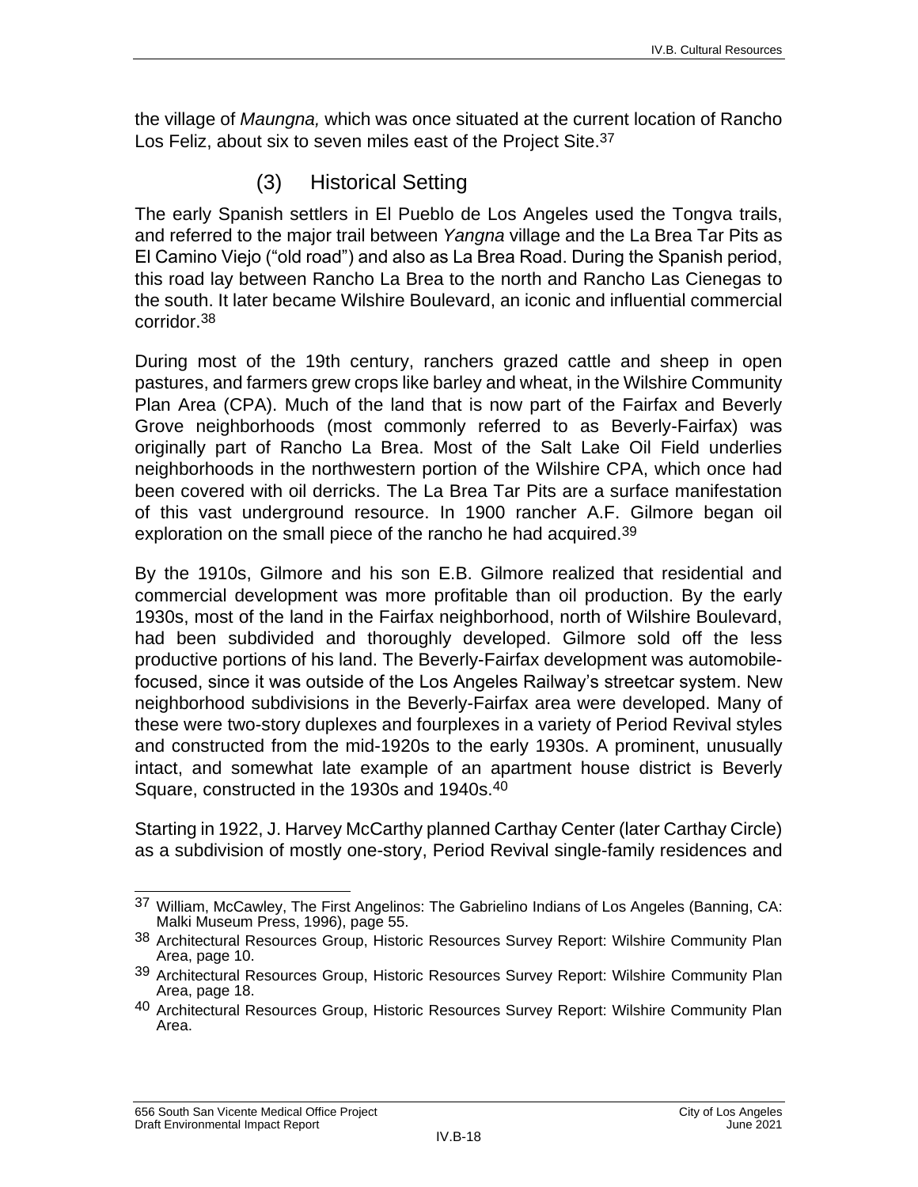the village of *Maungna,* which was once situated at the current location of Rancho Los Feliz, about six to seven miles east of the Project Site.[37]

### (3) Historical Setting

The early Spanish settlers in El Pueblo de Los Angeles used the Tongva trails, and referred to the major trail between *Yangna* village and the La Brea Tar Pits as El Camino Viejo ("old road") and also as La Brea Road. During the Spanish period, this road lay between Rancho La Brea to the north and Rancho Las Cienegas to the south. It later became Wilshire Boulevard, an iconic and influential commercial corridor.[38]

During most of the 19th century, ranchers grazed cattle and sheep in open pastures, and farmers grew crops like barley and wheat, in the Wilshire Community Plan Area (CPA). Much of the land that is now part of the Fairfax and Beverly Grove neighborhoods (most commonly referred to as Beverly-Fairfax) was originally part of Rancho La Brea. Most of the Salt Lake Oil Field underlies neighborhoods in the northwestern portion of the Wilshire CPA, which once had been covered with oil derricks. The La Brea Tar Pits are a surface manifestation of this vast underground resource. In 1900 rancher A.F. Gilmore began oil exploration on the small piece of the rancho he had acquired.[39]

By the 1910s, Gilmore and his son E.B. Gilmore realized that residential and commercial development was more profitable than oil production. By the early 1930s, most of the land in the Fairfax neighborhood, north of Wilshire Boulevard, had been subdivided and thoroughly developed. Gilmore sold off the less productive portions of his land. The Beverly-Fairfax development was automobile-focused, since it was outside of the Los Angeles Railway's streetcar system. New neighborhood subdivisions in the Beverly-Fairfax area were developed. Many of these were two-story duplexes and fourplexes in a variety of Period Revival styles and constructed from the mid-1920s to the early 1930s. A prominent, unusually intact, and somewhat late example of an apartment house district is Beverly Square, constructed in the 1930s and 1940s.[40]

Starting in 1922, J. Harvey McCarthy planned Carthay Center (later Carthay Circle) as a subdivision of mostly one-story, Period Revival single-family residences and

---

[37] William, McCawley, The First Angelinos: The Gabrielino Indians of Los Angeles (Banning, CA: Malki Museum Press, 1996), page 55.

[38] Architectural Resources Group, Historic Resources Survey Report: Wilshire Community Plan Area, page 10.

[39] Architectural Resources Group, Historic Resources Survey Report: Wilshire Community Plan Area, page 18.

[40] Architectural Resources Group, Historic Resources Survey Report: Wilshire Community Plan Area.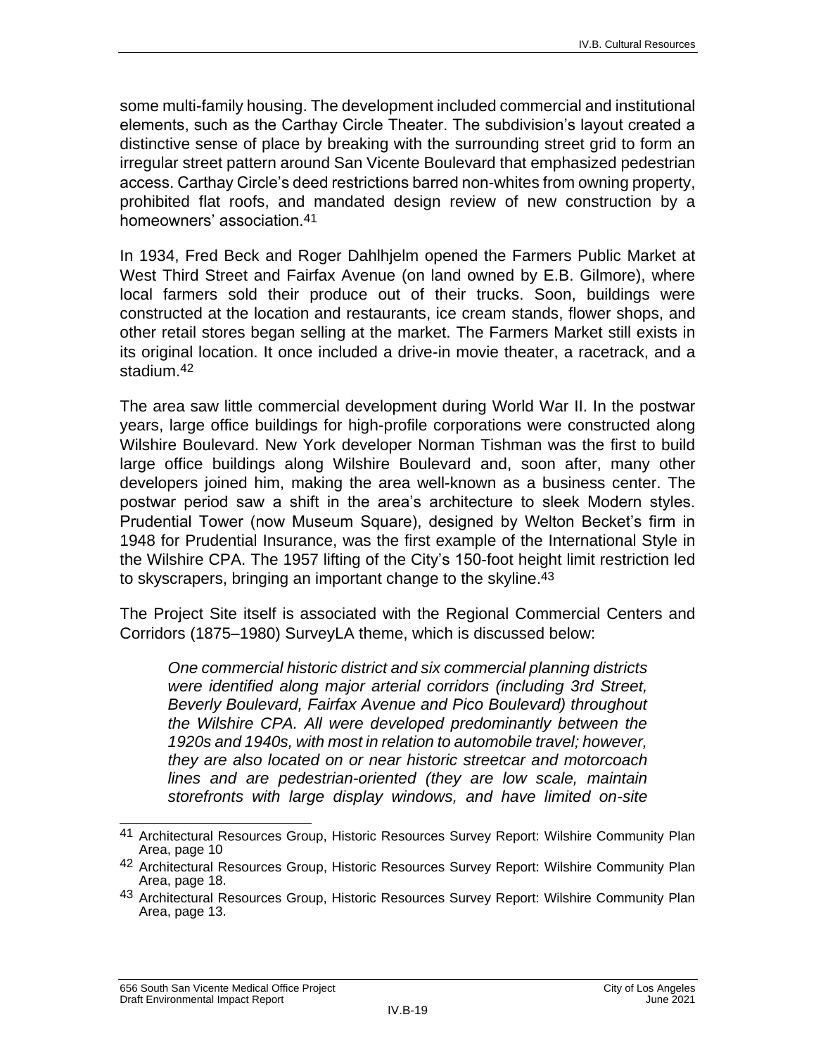some multi-family housing. The development included commercial and institutional elements, such as the Carthay Circle Theater. The subdivision's layout created a distinctive sense of place by breaking with the surrounding street grid to form an irregular street pattern around San Vicente Boulevard that emphasized pedestrian access. Carthay Circle's deed restrictions barred non-whites from owning property, prohibited flat roofs, and mandated design review of new construction by a homeowners' association.[41]

In 1934, Fred Beck and Roger Dahlhjelm opened the Farmers Public Market at West Third Street and Fairfax Avenue (on land owned by E.B. Gilmore), where local farmers sold their produce out of their trucks. Soon, buildings were constructed at the location and restaurants, ice cream stands, flower shops, and other retail stores began selling at the market. The Farmers Market still exists in its original location. It once included a drive-in movie theater, a racetrack, and a stadium.[42]

The area saw little commercial development during World War II. In the postwar years, large office buildings for high-profile corporations were constructed along Wilshire Boulevard. New York developer Norman Tishman was the first to build large office buildings along Wilshire Boulevard and, soon after, many other developers joined him, making the area well-known as a business center. The postwar period saw a shift in the area's architecture to sleek Modern styles. Prudential Tower (now Museum Square), designed by Welton Becket's firm in 1948 for Prudential Insurance, was the first example of the International Style in the Wilshire CPA. The 1957 lifting of the City's 150-foot height limit restriction led to skyscrapers, bringing an important change to the skyline.[43]

The Project Site itself is associated with the Regional Commercial Centers and Corridors (1875–1980) SurveyLA theme, which is discussed below:

> *One commercial historic district and six commercial planning districts were identified along major arterial corridors (including 3rd Street, Beverly Boulevard, Fairfax Avenue and Pico Boulevard) throughout the Wilshire CPA. All were developed predominantly between the 1920s and 1940s, with most in relation to automobile travel; however, they are also located on or near historic streetcar and motorcoach lines and are pedestrian-oriented (they are low scale, maintain storefronts with large display windows, and have limited on-site*

---

[41] Architectural Resources Group, Historic Resources Survey Report: Wilshire Community Plan Area, page 10

[42] Architectural Resources Group, Historic Resources Survey Report: Wilshire Community Plan Area, page 18.

[43] Architectural Resources Group, Historic Resources Survey Report: Wilshire Community Plan Area, page 13.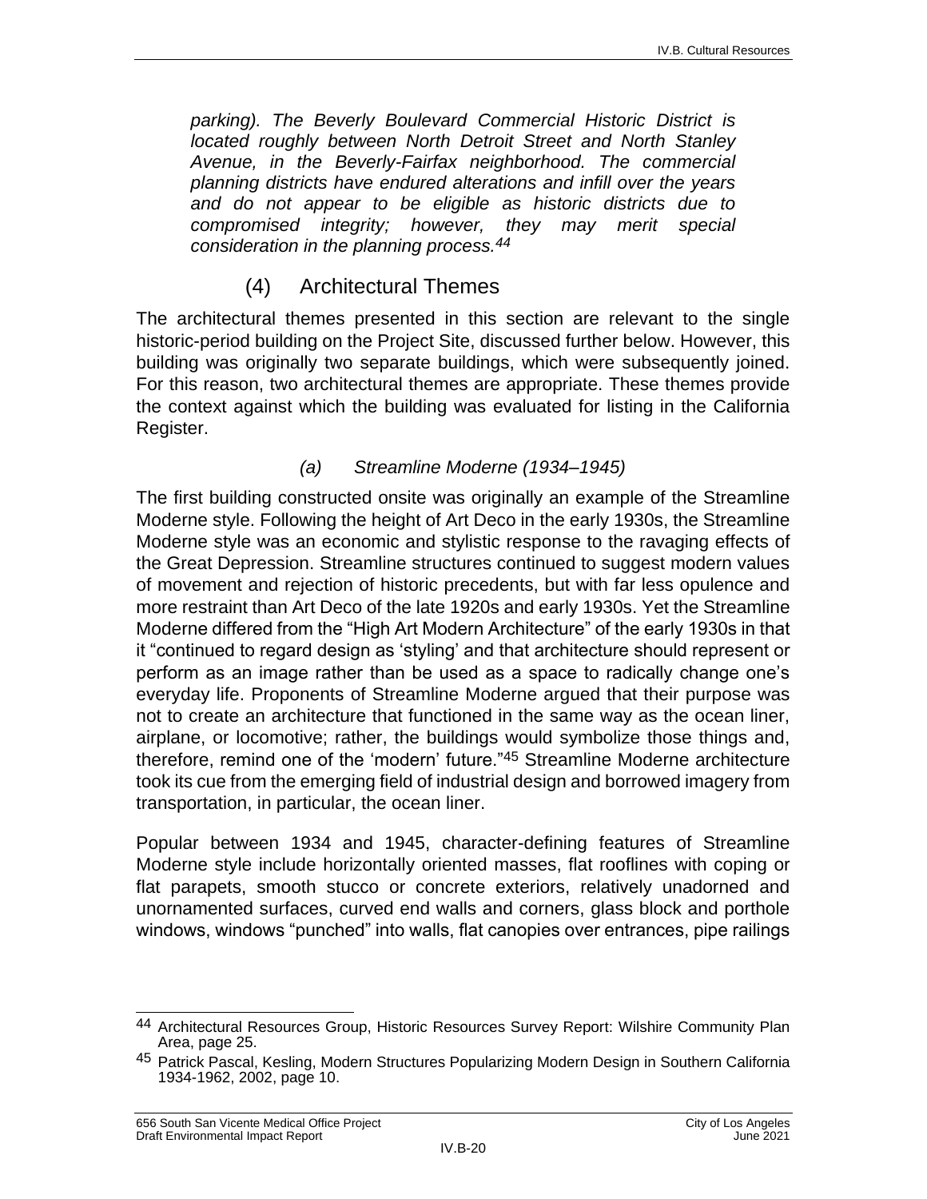*parking). The Beverly Boulevard Commercial Historic District is located roughly between North Detroit Street and North Stanley Avenue, in the Beverly-Fairfax neighborhood. The commercial planning districts have endured alterations and infill over the years and do not appear to be eligible as historic districts due to compromised integrity; however, they may merit special consideration in the planning process.*[44]

### (4) Architectural Themes

The architectural themes presented in this section are relevant to the single historic-period building on the Project Site, discussed further below. However, this building was originally two separate buildings, which were subsequently joined. For this reason, two architectural themes are appropriate. These themes provide the context against which the building was evaluated for listing in the California Register.

#### *(a) Streamline Moderne (1934–1945)*

The first building constructed onsite was originally an example of the Streamline Moderne style. Following the height of Art Deco in the early 1930s, the Streamline Moderne style was an economic and stylistic response to the ravaging effects of the Great Depression. Streamline structures continued to suggest modern values of movement and rejection of historic precedents, but with far less opulence and more restraint than Art Deco of the late 1920s and early 1930s. Yet the Streamline Moderne differed from the "High Art Modern Architecture" of the early 1930s in that it "continued to regard design as 'styling' and that architecture should represent or perform as an image rather than be used as a space to radically change one's everyday life. Proponents of Streamline Moderne argued that their purpose was not to create an architecture that functioned in the same way as the ocean liner, airplane, or locomotive; rather, the buildings would symbolize those things and, therefore, remind one of the 'modern' future."[45] Streamline Moderne architecture took its cue from the emerging field of industrial design and borrowed imagery from transportation, in particular, the ocean liner.

Popular between 1934 and 1945, character-defining features of Streamline Moderne style include horizontally oriented masses, flat rooflines with coping or flat parapets, smooth stucco or concrete exteriors, relatively unadorned and unornamented surfaces, curved end walls and corners, glass block and porthole windows, windows "punched" into walls, flat canopies over entrances, pipe railings

---

[44] Architectural Resources Group, Historic Resources Survey Report: Wilshire Community Plan Area, page 25.

[45] Patrick Pascal, Kesling, Modern Structures Popularizing Modern Design in Southern California 1934-1962, 2002, page 10.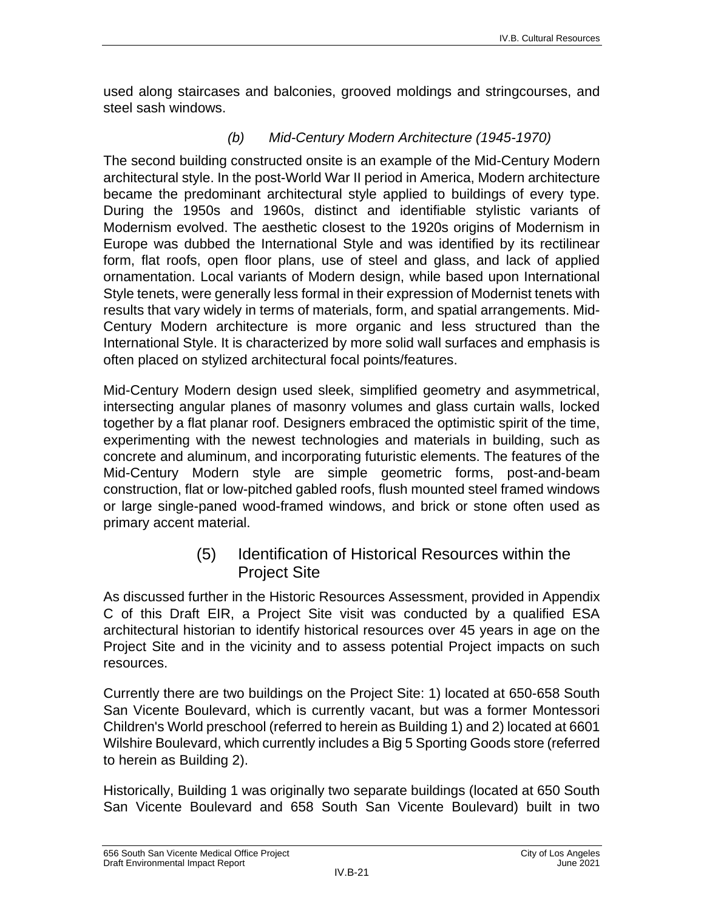used along staircases and balconies, grooved moldings and stringcourses, and steel sash windows.

#### *(b) Mid-Century Modern Architecture (1945-1970)*

The second building constructed onsite is an example of the Mid-Century Modern architectural style. In the post-World War II period in America, Modern architecture became the predominant architectural style applied to buildings of every type. During the 1950s and 1960s, distinct and identifiable stylistic variants of Modernism evolved. The aesthetic closest to the 1920s origins of Modernism in Europe was dubbed the International Style and was identified by its rectilinear form, flat roofs, open floor plans, use of steel and glass, and lack of applied ornamentation. Local variants of Modern design, while based upon International Style tenets, were generally less formal in their expression of Modernist tenets with results that vary widely in terms of materials, form, and spatial arrangements. Mid-Century Modern architecture is more organic and less structured than the International Style. It is characterized by more solid wall surfaces and emphasis is often placed on stylized architectural focal points/features.

Mid-Century Modern design used sleek, simplified geometry and asymmetrical, intersecting angular planes of masonry volumes and glass curtain walls, locked together by a flat planar roof. Designers embraced the optimistic spirit of the time, experimenting with the newest technologies and materials in building, such as concrete and aluminum, and incorporating futuristic elements. The features of the Mid-Century Modern style are simple geometric forms, post-and-beam construction, flat or low-pitched gabled roofs, flush mounted steel framed windows or large single-paned wood-framed windows, and brick or stone often used as primary accent material.

### (5) Identification of Historical Resources within the Project Site

As discussed further in the Historic Resources Assessment, provided in Appendix C of this Draft EIR, a Project Site visit was conducted by a qualified ESA architectural historian to identify historical resources over 45 years in age on the Project Site and in the vicinity and to assess potential Project impacts on such resources.

Currently there are two buildings on the Project Site: 1) located at 650-658 South San Vicente Boulevard, which is currently vacant, but was a former Montessori Children's World preschool (referred to herein as Building 1) and 2) located at 6601 Wilshire Boulevard, which currently includes a Big 5 Sporting Goods store (referred to herein as Building 2).

Historically, Building 1 was originally two separate buildings (located at 650 South San Vicente Boulevard and 658 South San Vicente Boulevard) built in two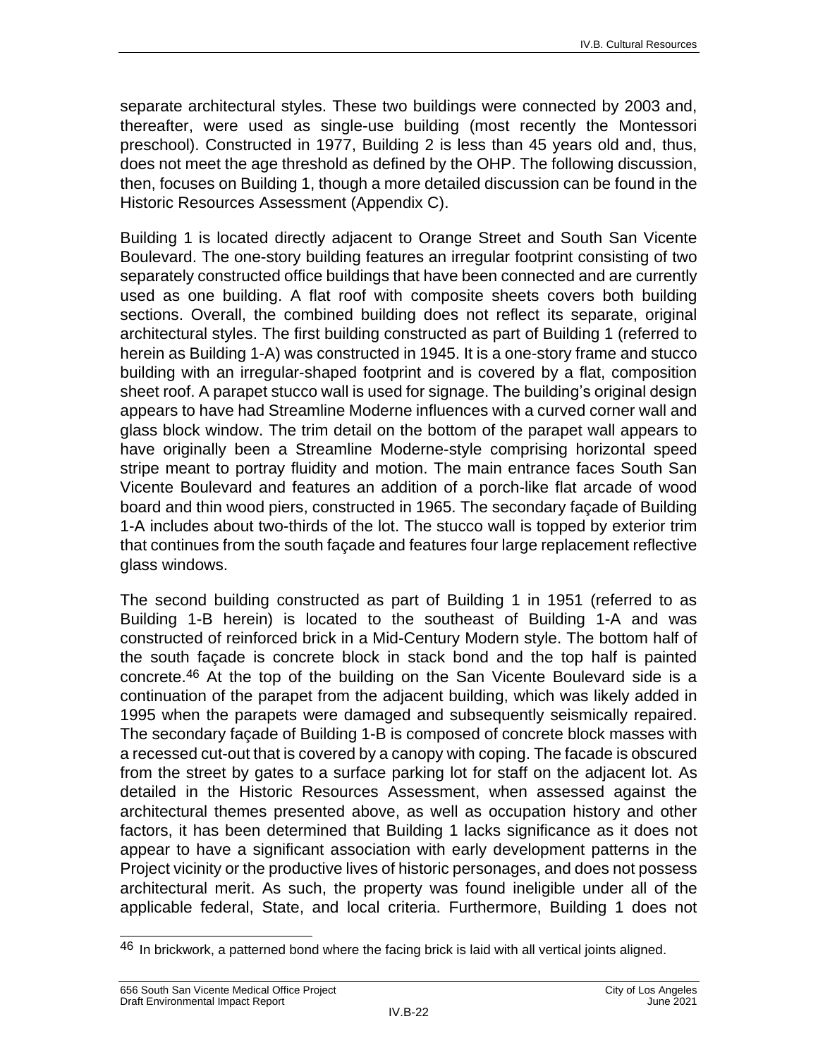separate architectural styles. These two buildings were connected by 2003 and, thereafter, were used as single-use building (most recently the Montessori preschool). Constructed in 1977, Building 2 is less than 45 years old and, thus, does not meet the age threshold as defined by the OHP. The following discussion, then, focuses on Building 1, though a more detailed discussion can be found in the Historic Resources Assessment (Appendix C).

Building 1 is located directly adjacent to Orange Street and South San Vicente Boulevard. The one-story building features an irregular footprint consisting of two separately constructed office buildings that have been connected and are currently used as one building. A flat roof with composite sheets covers both building sections. Overall, the combined building does not reflect its separate, original architectural styles. The first building constructed as part of Building 1 (referred to herein as Building 1-A) was constructed in 1945. It is a one-story frame and stucco building with an irregular-shaped footprint and is covered by a flat, composition sheet roof. A parapet stucco wall is used for signage. The building's original design appears to have had Streamline Moderne influences with a curved corner wall and glass block window. The trim detail on the bottom of the parapet wall appears to have originally been a Streamline Moderne-style comprising horizontal speed stripe meant to portray fluidity and motion. The main entrance faces South San Vicente Boulevard and features an addition of a porch-like flat arcade of wood board and thin wood piers, constructed in 1965. The secondary façade of Building 1-A includes about two-thirds of the lot. The stucco wall is topped by exterior trim that continues from the south façade and features four large replacement reflective glass windows.

The second building constructed as part of Building 1 in 1951 (referred to as Building 1-B herein) is located to the southeast of Building 1-A and was constructed of reinforced brick in a Mid-Century Modern style. The bottom half of the south façade is concrete block in stack bond and the top half is painted concrete.[46] At the top of the building on the San Vicente Boulevard side is a continuation of the parapet from the adjacent building, which was likely added in 1995 when the parapets were damaged and subsequently seismically repaired. The secondary façade of Building 1-B is composed of concrete block masses with a recessed cut-out that is covered by a canopy with coping. The facade is obscured from the street by gates to a surface parking lot for staff on the adjacent lot. As detailed in the Historic Resources Assessment, when assessed against the architectural themes presented above, as well as occupation history and other factors, it has been determined that Building 1 lacks significance as it does not appear to have a significant association with early development patterns in the Project vicinity or the productive lives of historic personages, and does not possess architectural merit. As such, the property was found ineligible under all of the applicable federal, State, and local criteria. Furthermore, Building 1 does not

---

[46] In brickwork, a patterned bond where the facing brick is laid with all vertical joints aligned.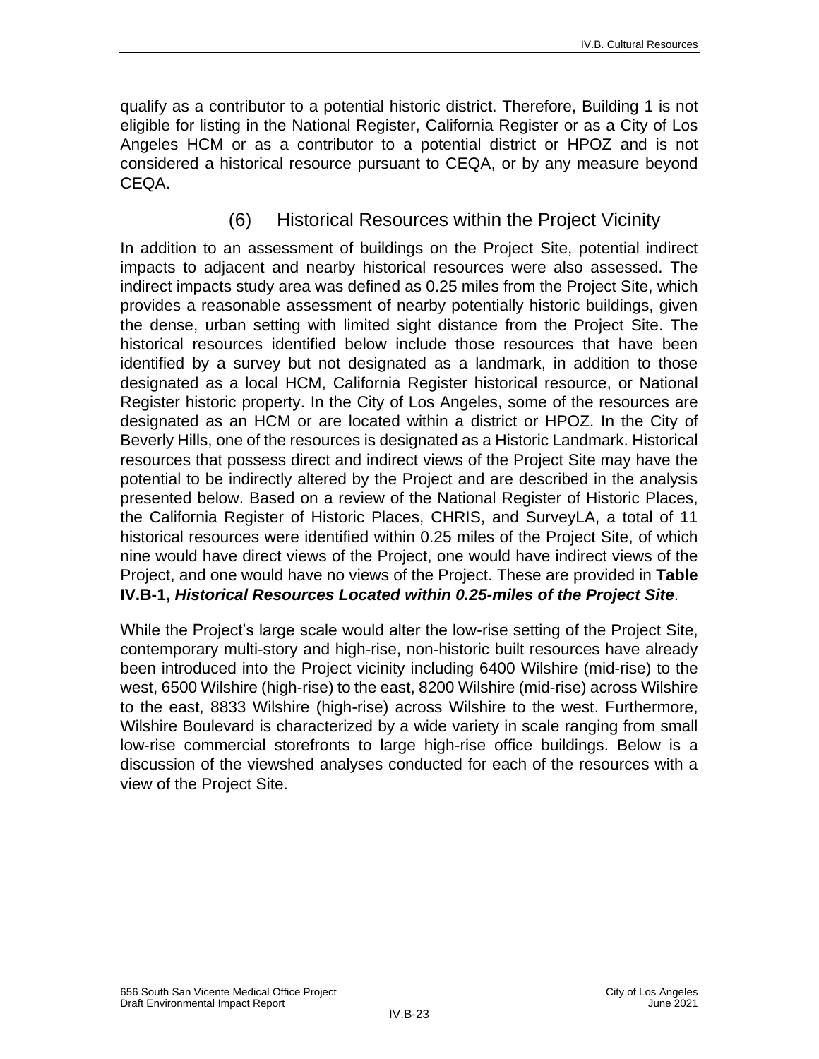qualify as a contributor to a potential historic district. Therefore, Building 1 is not eligible for listing in the National Register, California Register or as a City of Los Angeles HCM or as a contributor to a potential district or HPOZ and is not considered a historical resource pursuant to CEQA, or by any measure beyond CEQA.

### (6) Historical Resources within the Project Vicinity

In addition to an assessment of buildings on the Project Site, potential indirect impacts to adjacent and nearby historical resources were also assessed. The indirect impacts study area was defined as 0.25 miles from the Project Site, which provides a reasonable assessment of nearby potentially historic buildings, given the dense, urban setting with limited sight distance from the Project Site. The historical resources identified below include those resources that have been identified by a survey but not designated as a landmark, in addition to those designated as a local HCM, California Register historical resource, or National Register historic property. In the City of Los Angeles, some of the resources are designated as an HCM or are located within a district or HPOZ. In the City of Beverly Hills, one of the resources is designated as a Historic Landmark. Historical resources that possess direct and indirect views of the Project Site may have the potential to be indirectly altered by the Project and are described in the analysis presented below. Based on a review of the National Register of Historic Places, the California Register of Historic Places, CHRIS, and SurveyLA, a total of 11 historical resources were identified within 0.25 miles of the Project Site, of which nine would have direct views of the Project, one would have indirect views of the Project, and one would have no views of the Project. These are provided in **Table IV.B-1, *Historical Resources Located within 0.25-miles of the Project Site***.

While the Project's large scale would alter the low-rise setting of the Project Site, contemporary multi-story and high-rise, non-historic built resources have already been introduced into the Project vicinity including 6400 Wilshire (mid-rise) to the west, 6500 Wilshire (high-rise) to the east, 8200 Wilshire (mid-rise) across Wilshire to the east, 8833 Wilshire (high-rise) across Wilshire to the west. Furthermore, Wilshire Boulevard is characterized by a wide variety in scale ranging from small low-rise commercial storefronts to large high-rise office buildings. Below is a discussion of the viewshed analyses conducted for each of the resources with a view of the Project Site.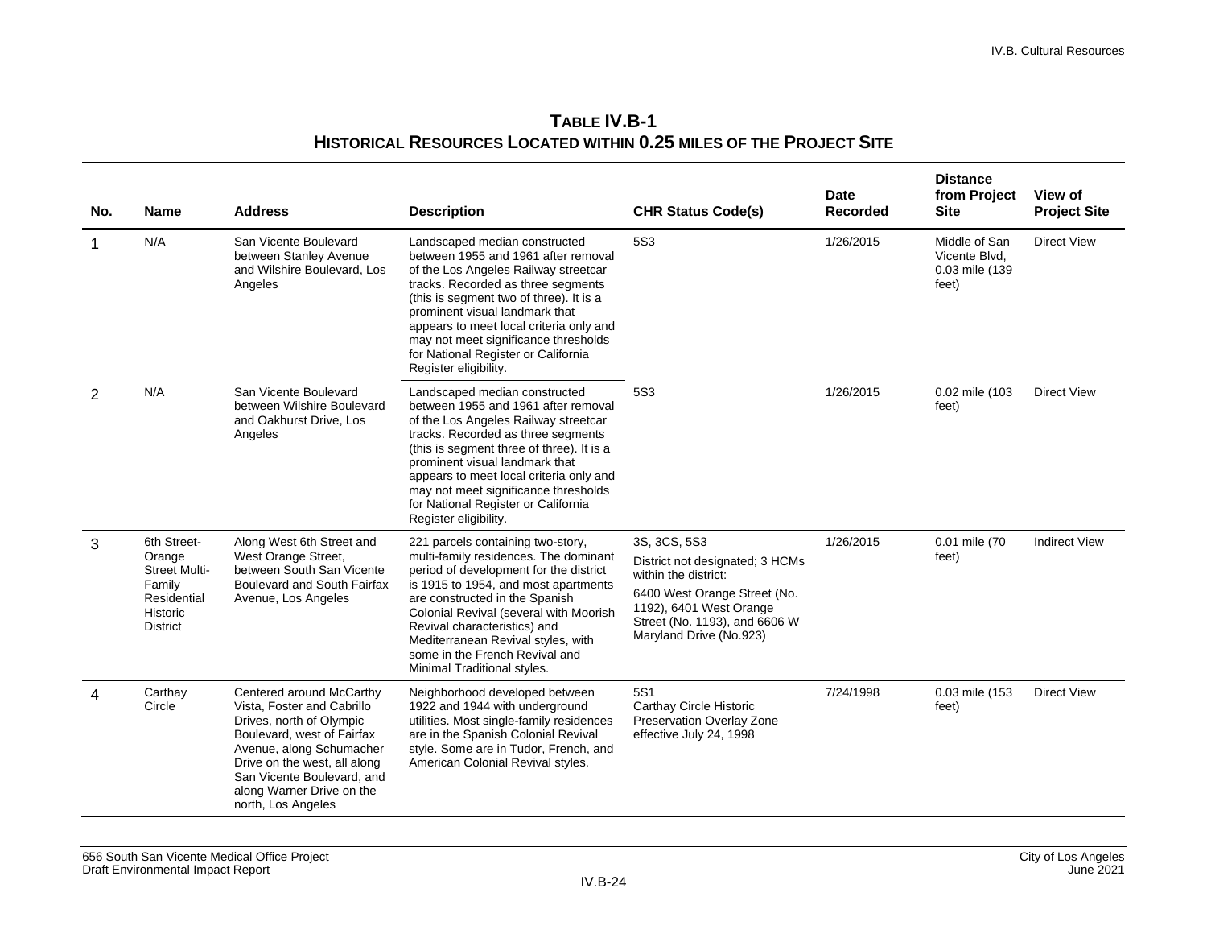**TABLE IV.B-1**
**HISTORICAL RESOURCES LOCATED WITHIN 0.25 MILES OF THE PROJECT SITE**

| No. | Name | Address | Description | CHR Status Code(s) | Date Recorded | Distance from Project Site | View of Project Site |
|---|---|---|---|---|---|---|---|
| 1 | N/A | San Vicente Boulevard between Stanley Avenue and Wilshire Boulevard, Los Angeles | Landscaped median constructed between 1955 and 1961 after removal of the Los Angeles Railway streetcar tracks. Recorded as three segments (this is segment two of three). It is a prominent visual landmark that appears to meet local criteria only and may not meet significance thresholds for National Register or California Register eligibility. | 5S3 | 1/26/2015 | Middle of San Vicente Blvd, 0.03 mile (139 feet) | Direct View |
| 2 | N/A | San Vicente Boulevard between Wilshire Boulevard and Oakhurst Drive, Los Angeles | Landscaped median constructed between 1955 and 1961 after removal of the Los Angeles Railway streetcar tracks. Recorded as three segments (this is segment three of three). It is a prominent visual landmark that appears to meet local criteria only and may not meet significance thresholds for National Register or California Register eligibility. | 5S3 | 1/26/2015 | 0.02 mile (103 feet) | Direct View |
| 3 | 6th Street-Orange Street Multi-Family Residential Historic District | Along West 6th Street and West Orange Street, between South San Vicente Boulevard and South Fairfax Avenue, Los Angeles | 221 parcels containing two-story, multi-family residences. The dominant period of development for the district is 1915 to 1954, and most apartments are constructed in the Spanish Colonial Revival (several with Moorish Revival characteristics) and Mediterranean Revival styles, with some in the French Revival and Minimal Traditional styles. | 3S, 3CS, 5S3<br>District not designated; 3 HCMs within the district:<br>6400 West Orange Street (No. 1192), 6401 West Orange Street (No. 1193), and 6606 W Maryland Drive (No.923) | 1/26/2015 | 0.01 mile (70 feet) | Indirect View |
| 4 | Carthay Circle | Centered around McCarthy Vista, Foster and Cabrillo Drives, north of Olympic Boulevard, west of Fairfax Avenue, along Schumacher Drive on the west, all along San Vicente Boulevard, and along Warner Drive on the north, Los Angeles | Neighborhood developed between 1922 and 1944 with underground utilities. Most single-family residences are in the Spanish Colonial Revival style. Some are in Tudor, French, and American Colonial Revival styles. | 5S1<br>Carthay Circle Historic Preservation Overlay Zone effective July 24, 1998 | 7/24/1998 | 0.03 mile (153 feet) | Direct View |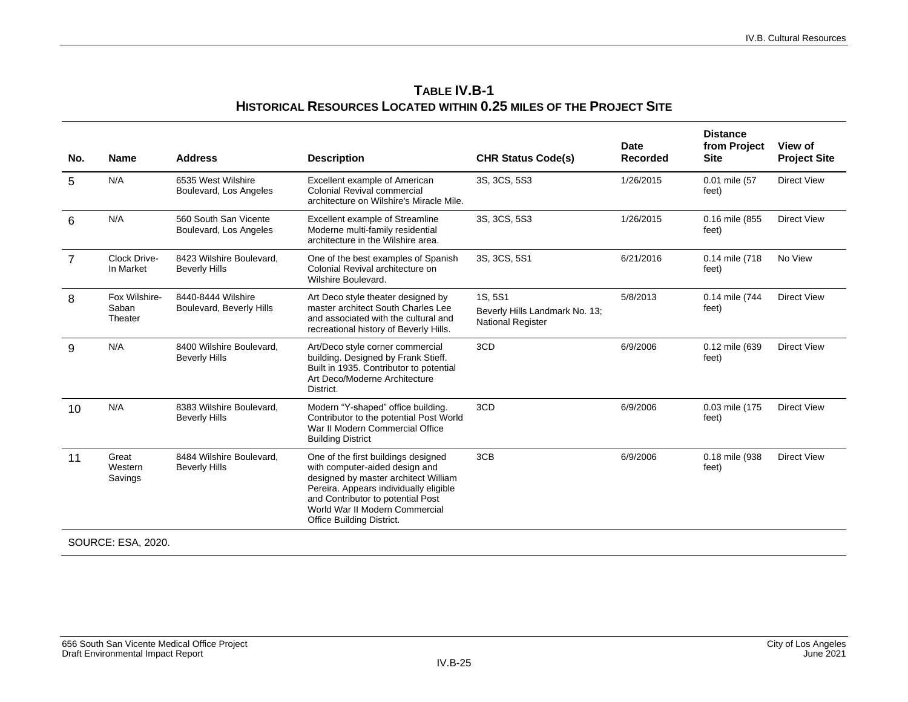**Table IV.B-1**
**Historical Resources Located within 0.25 miles of the Project Site**

| No. | Name | Address | Description | CHR Status Code(s) | Date Recorded | Distance from Project Site | View of Project Site |
|---|---|---|---|---|---|---|---|
| 5 | N/A | 6535 West Wilshire Boulevard, Los Angeles | Excellent example of American Colonial Revival commercial architecture on Wilshire's Miracle Mile. | 3S, 3CS, 5S3 | 1/26/2015 | 0.01 mile (57 feet) | Direct View |
| 6 | N/A | 560 South San Vicente Boulevard, Los Angeles | Excellent example of Streamline Moderne multi-family residential architecture in the Wilshire area. | 3S, 3CS, 5S3 | 1/26/2015 | 0.16 mile (855 feet) | Direct View |
| 7 | Clock Drive-In Market | 8423 Wilshire Boulevard, Beverly Hills | One of the best examples of Spanish Colonial Revival architecture on Wilshire Boulevard. | 3S, 3CS, 5S1 | 6/21/2016 | 0.14 mile (718 feet) | No View |
| 8 | Fox Wilshire-Saban Theater | 8440-8444 Wilshire Boulevard, Beverly Hills | Art Deco style theater designed by master architect South Charles Lee and associated with the cultural and recreational history of Beverly Hills. | 1S, 5S1<br>Beverly Hills Landmark No. 13; National Register | 5/8/2013 | 0.14 mile (744 feet) | Direct View |
| 9 | N/A | 8400 Wilshire Boulevard, Beverly Hills | Art/Deco style corner commercial building. Designed by Frank Stieff. Built in 1935. Contributor to potential Art Deco/Moderne Architecture District. | 3CD | 6/9/2006 | 0.12 mile (639 feet) | Direct View |
| 10 | N/A | 8383 Wilshire Boulevard, Beverly Hills | Modern "Y-shaped" office building. Contributor to the potential Post World War II Modern Commercial Office Building District | 3CD | 6/9/2006 | 0.03 mile (175 feet) | Direct View |
| 11 | Great Western Savings | 8484 Wilshire Boulevard, Beverly Hills | One of the first buildings designed with computer-aided design and designed by master architect William Pereira. Appears individually eligible and Contributor to potential Post World War II Modern Commercial Office Building District. | 3CB | 6/9/2006 | 0.18 mile (938 feet) | Direct View |

SOURCE: ESA, 2020.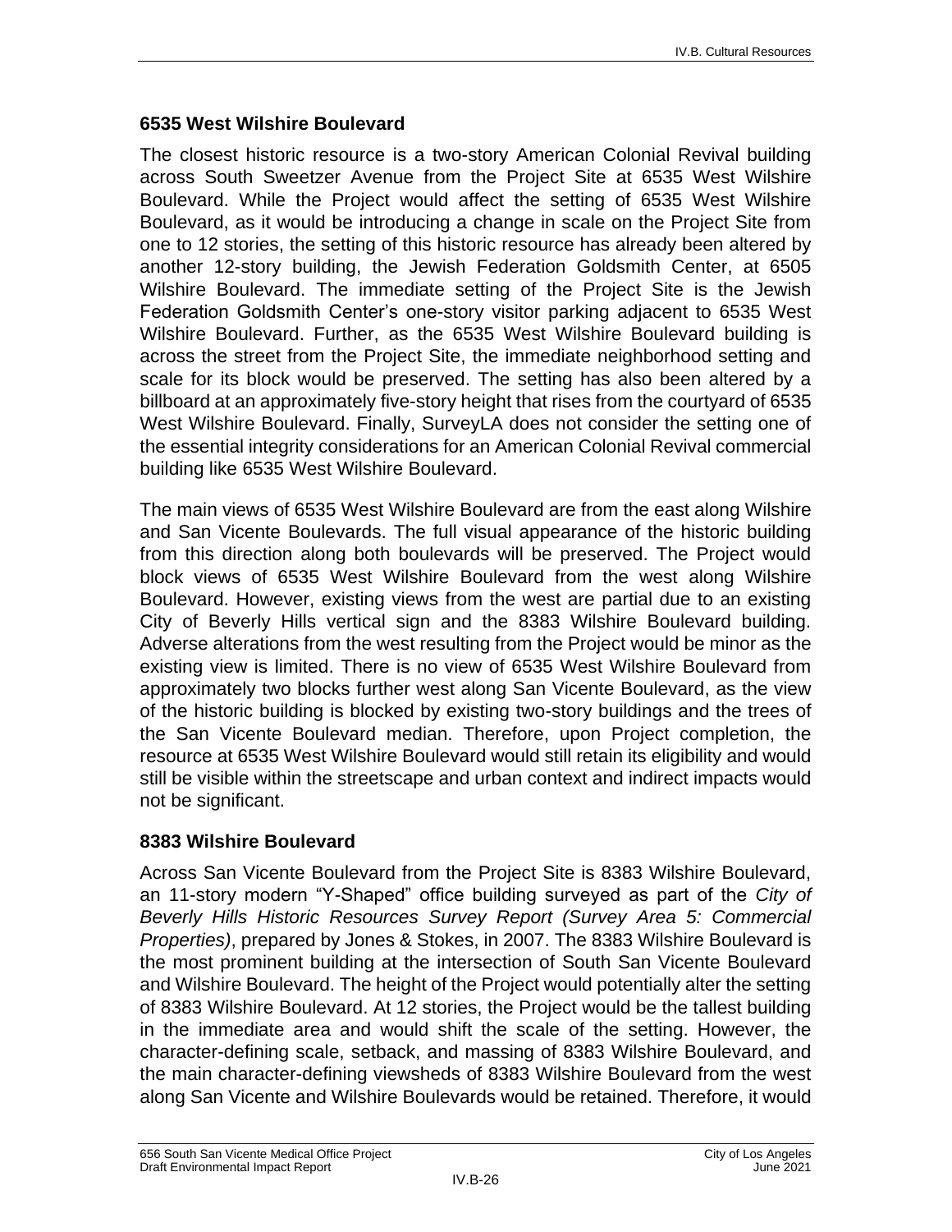### 6535 West Wilshire Boulevard

The closest historic resource is a two-story American Colonial Revival building across South Sweetzer Avenue from the Project Site at 6535 West Wilshire Boulevard. While the Project would affect the setting of 6535 West Wilshire Boulevard, as it would be introducing a change in scale on the Project Site from one to 12 stories, the setting of this historic resource has already been altered by another 12-story building, the Jewish Federation Goldsmith Center, at 6505 Wilshire Boulevard. The immediate setting of the Project Site is the Jewish Federation Goldsmith Center's one-story visitor parking adjacent to 6535 West Wilshire Boulevard. Further, as the 6535 West Wilshire Boulevard building is across the street from the Project Site, the immediate neighborhood setting and scale for its block would be preserved. The setting has also been altered by a billboard at an approximately five-story height that rises from the courtyard of 6535 West Wilshire Boulevard. Finally, SurveyLA does not consider the setting one of the essential integrity considerations for an American Colonial Revival commercial building like 6535 West Wilshire Boulevard.

The main views of 6535 West Wilshire Boulevard are from the east along Wilshire and San Vicente Boulevards. The full visual appearance of the historic building from this direction along both boulevards will be preserved. The Project would block views of 6535 West Wilshire Boulevard from the west along Wilshire Boulevard. However, existing views from the west are partial due to an existing City of Beverly Hills vertical sign and the 8383 Wilshire Boulevard building. Adverse alterations from the west resulting from the Project would be minor as the existing view is limited. There is no view of 6535 West Wilshire Boulevard from approximately two blocks further west along San Vicente Boulevard, as the view of the historic building is blocked by existing two-story buildings and the trees of the San Vicente Boulevard median. Therefore, upon Project completion, the resource at 6535 West Wilshire Boulevard would still retain its eligibility and would still be visible within the streetscape and urban context and indirect impacts would not be significant.

### 8383 Wilshire Boulevard

Across San Vicente Boulevard from the Project Site is 8383 Wilshire Boulevard, an 11-story modern "Y-Shaped" office building surveyed as part of the *City of Beverly Hills Historic Resources Survey Report (Survey Area 5: Commercial Properties)*, prepared by Jones & Stokes, in 2007. The 8383 Wilshire Boulevard is the most prominent building at the intersection of South San Vicente Boulevard and Wilshire Boulevard. The height of the Project would potentially alter the setting of 8383 Wilshire Boulevard. At 12 stories, the Project would be the tallest building in the immediate area and would shift the scale of the setting. However, the character-defining scale, setback, and massing of 8383 Wilshire Boulevard, and the main character-defining viewsheds of 8383 Wilshire Boulevard from the west along San Vicente and Wilshire Boulevards would be retained. Therefore, it would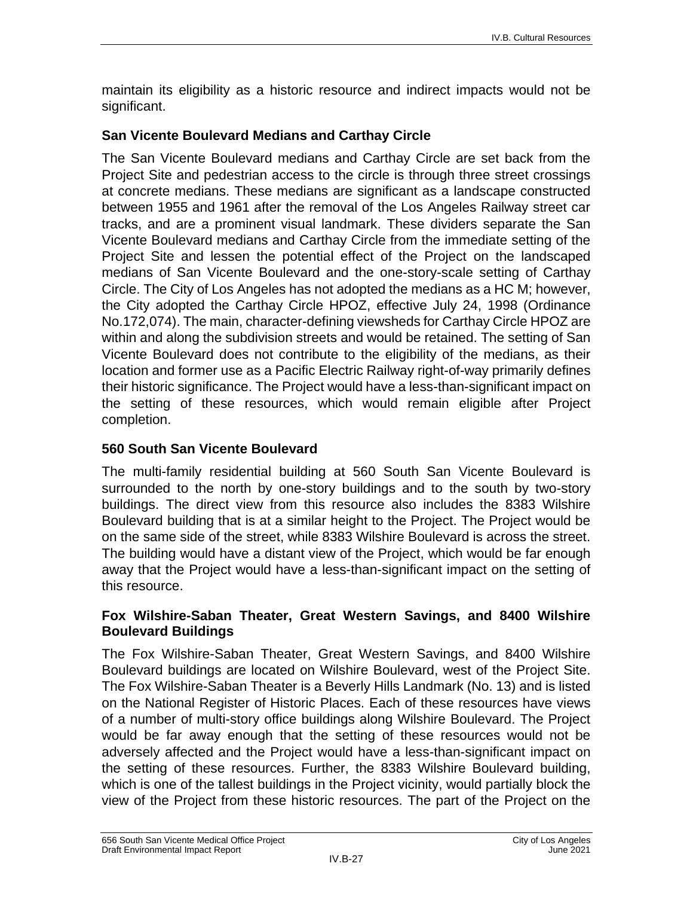maintain its eligibility as a historic resource and indirect impacts would not be significant.

### San Vicente Boulevard Medians and Carthay Circle

The San Vicente Boulevard medians and Carthay Circle are set back from the Project Site and pedestrian access to the circle is through three street crossings at concrete medians. These medians are significant as a landscape constructed between 1955 and 1961 after the removal of the Los Angeles Railway street car tracks, and are a prominent visual landmark. These dividers separate the San Vicente Boulevard medians and Carthay Circle from the immediate setting of the Project Site and lessen the potential effect of the Project on the landscaped medians of San Vicente Boulevard and the one-story-scale setting of Carthay Circle. The City of Los Angeles has not adopted the medians as a HC M; however, the City adopted the Carthay Circle HPOZ, effective July 24, 1998 (Ordinance No.172,074). The main, character-defining viewsheds for Carthay Circle HPOZ are within and along the subdivision streets and would be retained. The setting of San Vicente Boulevard does not contribute to the eligibility of the medians, as their location and former use as a Pacific Electric Railway right-of-way primarily defines their historic significance. The Project would have a less-than-significant impact on the setting of these resources, which would remain eligible after Project completion.

### 560 South San Vicente Boulevard

The multi-family residential building at 560 South San Vicente Boulevard is surrounded to the north by one-story buildings and to the south by two-story buildings. The direct view from this resource also includes the 8383 Wilshire Boulevard building that is at a similar height to the Project. The Project would be on the same side of the street, while 8383 Wilshire Boulevard is across the street. The building would have a distant view of the Project, which would be far enough away that the Project would have a less-than-significant impact on the setting of this resource.

### Fox Wilshire-Saban Theater, Great Western Savings, and 8400 Wilshire Boulevard Buildings

The Fox Wilshire-Saban Theater, Great Western Savings, and 8400 Wilshire Boulevard buildings are located on Wilshire Boulevard, west of the Project Site. The Fox Wilshire-Saban Theater is a Beverly Hills Landmark (No. 13) and is listed on the National Register of Historic Places. Each of these resources have views of a number of multi-story office buildings along Wilshire Boulevard. The Project would be far away enough that the setting of these resources would not be adversely affected and the Project would have a less-than-significant impact on the setting of these resources. Further, the 8383 Wilshire Boulevard building, which is one of the tallest buildings in the Project vicinity, would partially block the view of the Project from these historic resources. The part of the Project on the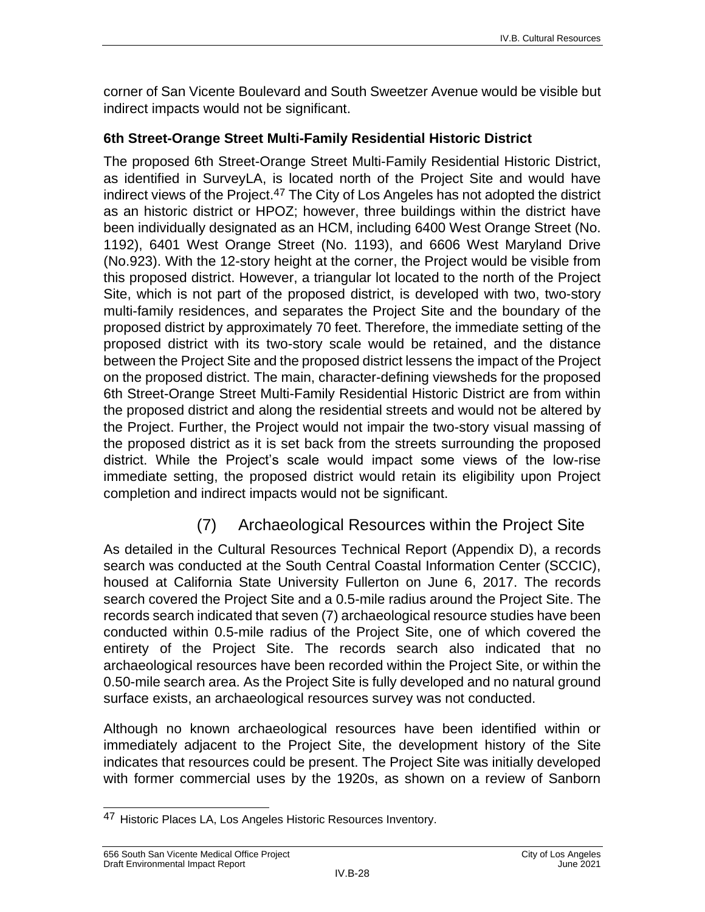corner of San Vicente Boulevard and South Sweetzer Avenue would be visible but indirect impacts would not be significant.

**6th Street-Orange Street Multi-Family Residential Historic District**

The proposed 6th Street-Orange Street Multi-Family Residential Historic District, as identified in SurveyLA, is located north of the Project Site and would have indirect views of the Project.[47] The City of Los Angeles has not adopted the district as an historic district or HPOZ; however, three buildings within the district have been individually designated as an HCM, including 6400 West Orange Street (No. 1192), 6401 West Orange Street (No. 1193), and 6606 West Maryland Drive (No.923). With the 12-story height at the corner, the Project would be visible from this proposed district. However, a triangular lot located to the north of the Project Site, which is not part of the proposed district, is developed with two, two-story multi-family residences, and separates the Project Site and the boundary of the proposed district by approximately 70 feet. Therefore, the immediate setting of the proposed district with its two-story scale would be retained, and the distance between the Project Site and the proposed district lessens the impact of the Project on the proposed district. The main, character-defining viewsheds for the proposed 6th Street-Orange Street Multi-Family Residential Historic District are from within the proposed district and along the residential streets and would not be altered by the Project. Further, the Project would not impair the two-story visual massing of the proposed district as it is set back from the streets surrounding the proposed district. While the Project's scale would impact some views of the low-rise immediate setting, the proposed district would retain its eligibility upon Project completion and indirect impacts would not be significant.

### (7) Archaeological Resources within the Project Site

As detailed in the Cultural Resources Technical Report (Appendix D), a records search was conducted at the South Central Coastal Information Center (SCCIC), housed at California State University Fullerton on June 6, 2017. The records search covered the Project Site and a 0.5-mile radius around the Project Site. The records search indicated that seven (7) archaeological resource studies have been conducted within 0.5-mile radius of the Project Site, one of which covered the entirety of the Project Site. The records search also indicated that no archaeological resources have been recorded within the Project Site, or within the 0.50-mile search area. As the Project Site is fully developed and no natural ground surface exists, an archaeological resources survey was not conducted.

Although no known archaeological resources have been identified within or immediately adjacent to the Project Site, the development history of the Site indicates that resources could be present. The Project Site was initially developed with former commercial uses by the 1920s, as shown on a review of Sanborn

[47] Historic Places LA, Los Angeles Historic Resources Inventory.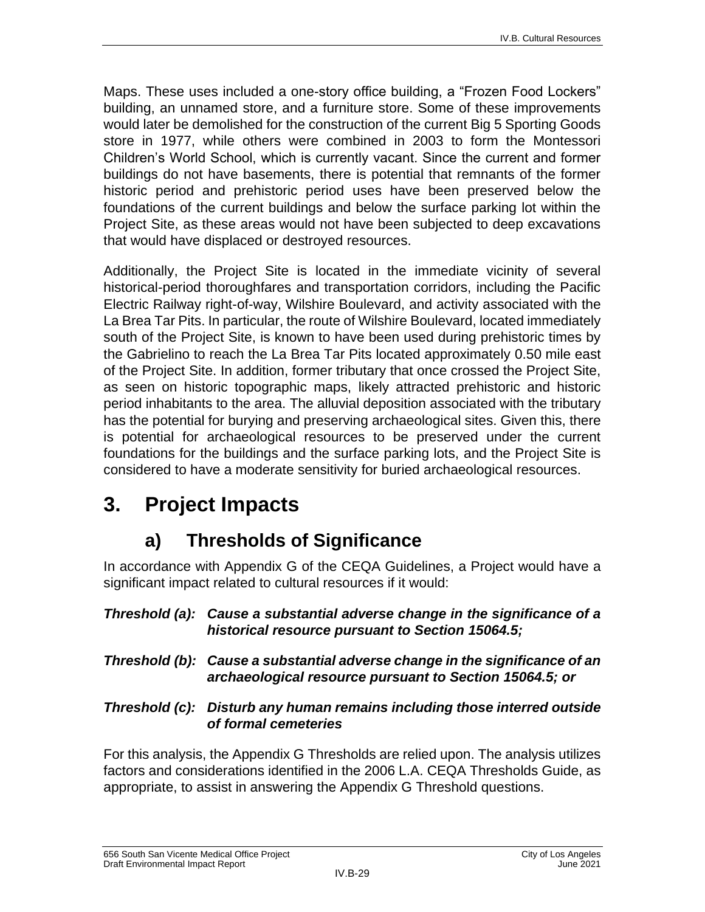Maps. These uses included a one-story office building, a "Frozen Food Lockers" building, an unnamed store, and a furniture store. Some of these improvements would later be demolished for the construction of the current Big 5 Sporting Goods store in 1977, while others were combined in 2003 to form the Montessori Children's World School, which is currently vacant. Since the current and former buildings do not have basements, there is potential that remnants of the former historic period and prehistoric period uses have been preserved below the foundations of the current buildings and below the surface parking lot within the Project Site, as these areas would not have been subjected to deep excavations that would have displaced or destroyed resources.

Additionally, the Project Site is located in the immediate vicinity of several historical-period thoroughfares and transportation corridors, including the Pacific Electric Railway right-of-way, Wilshire Boulevard, and activity associated with the La Brea Tar Pits. In particular, the route of Wilshire Boulevard, located immediately south of the Project Site, is known to have been used during prehistoric times by the Gabrielino to reach the La Brea Tar Pits located approximately 0.50 mile east of the Project Site. In addition, former tributary that once crossed the Project Site, as seen on historic topographic maps, likely attracted prehistoric and historic period inhabitants to the area. The alluvial deposition associated with the tributary has the potential for burying and preserving archaeological sites. Given this, there is potential for archaeological resources to be preserved under the current foundations for the buildings and the surface parking lots, and the Project Site is considered to have a moderate sensitivity for buried archaeological resources.

# 3. Project Impacts

## a) Thresholds of Significance

In accordance with Appendix G of the CEQA Guidelines, a Project would have a significant impact related to cultural resources if it would:

***Threshold (a): Cause a substantial adverse change in the significance of a historical resource pursuant to Section 15064.5;***

***Threshold (b): Cause a substantial adverse change in the significance of an archaeological resource pursuant to Section 15064.5; or***

***Threshold (c): Disturb any human remains including those interred outside of formal cemeteries***

For this analysis, the Appendix G Thresholds are relied upon. The analysis utilizes factors and considerations identified in the 2006 L.A. CEQA Thresholds Guide, as appropriate, to assist in answering the Appendix G Threshold questions.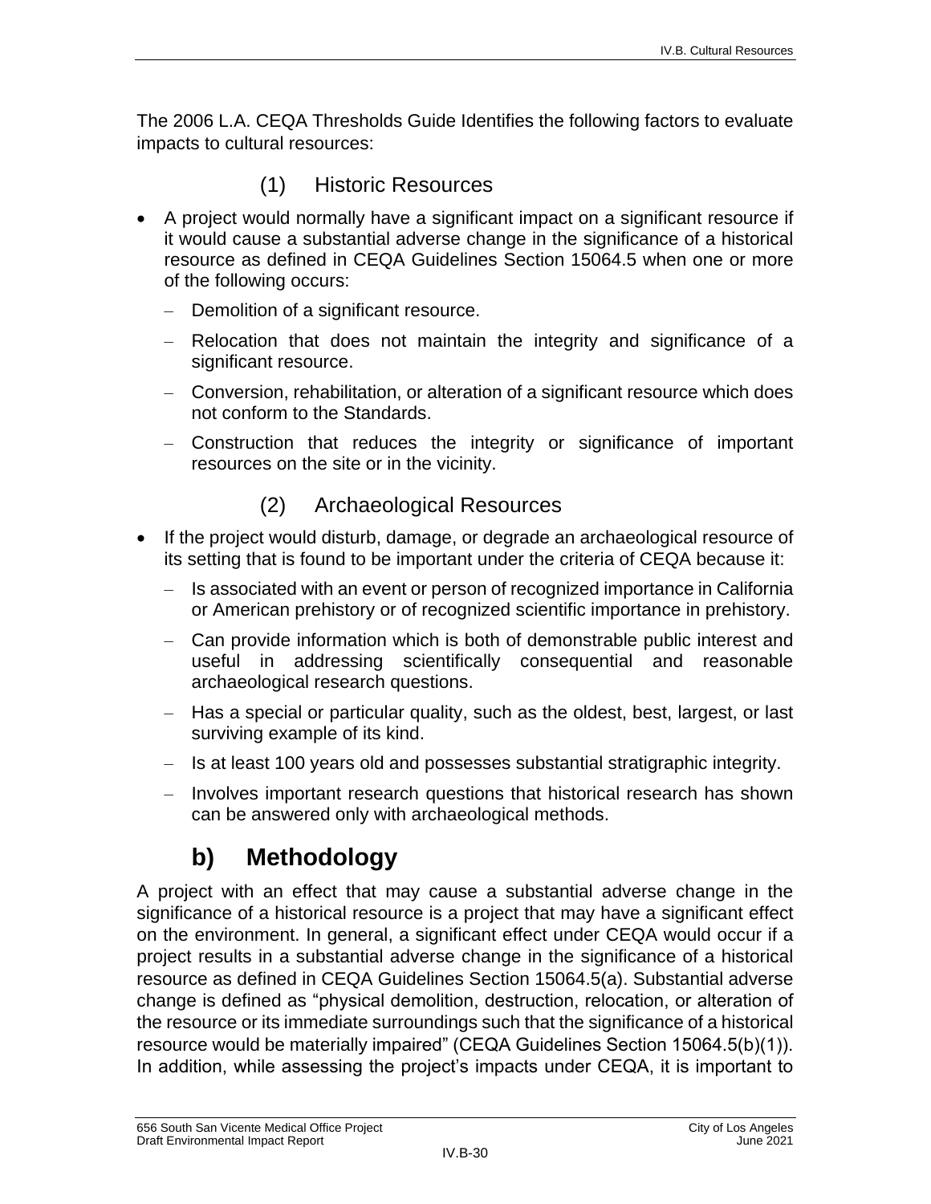The 2006 L.A. CEQA Thresholds Guide Identifies the following factors to evaluate impacts to cultural resources:

#### (1) Historic Resources

- A project would normally have a significant impact on a significant resource if it would cause a substantial adverse change in the significance of a historical resource as defined in CEQA Guidelines Section 15064.5 when one or more of the following occurs:
  - Demolition of a significant resource.
  - Relocation that does not maintain the integrity and significance of a significant resource.
  - Conversion, rehabilitation, or alteration of a significant resource which does not conform to the Standards.
  - Construction that reduces the integrity or significance of important resources on the site or in the vicinity.

#### (2) Archaeological Resources

- If the project would disturb, damage, or degrade an archaeological resource of its setting that is found to be important under the criteria of CEQA because it:
  - Is associated with an event or person of recognized importance in California or American prehistory or of recognized scientific importance in prehistory.
  - Can provide information which is both of demonstrable public interest and useful in addressing scientifically consequential and reasonable archaeological research questions.
  - Has a special or particular quality, such as the oldest, best, largest, or last surviving example of its kind.
  - Is at least 100 years old and possesses substantial stratigraphic integrity.
  - Involves important research questions that historical research has shown can be answered only with archaeological methods.

### b) Methodology

A project with an effect that may cause a substantial adverse change in the significance of a historical resource is a project that may have a significant effect on the environment. In general, a significant effect under CEQA would occur if a project results in a substantial adverse change in the significance of a historical resource as defined in CEQA Guidelines Section 15064.5(a). Substantial adverse change is defined as "physical demolition, destruction, relocation, or alteration of the resource or its immediate surroundings such that the significance of a historical resource would be materially impaired" (CEQA Guidelines Section 15064.5(b)(1)). In addition, while assessing the project's impacts under CEQA, it is important to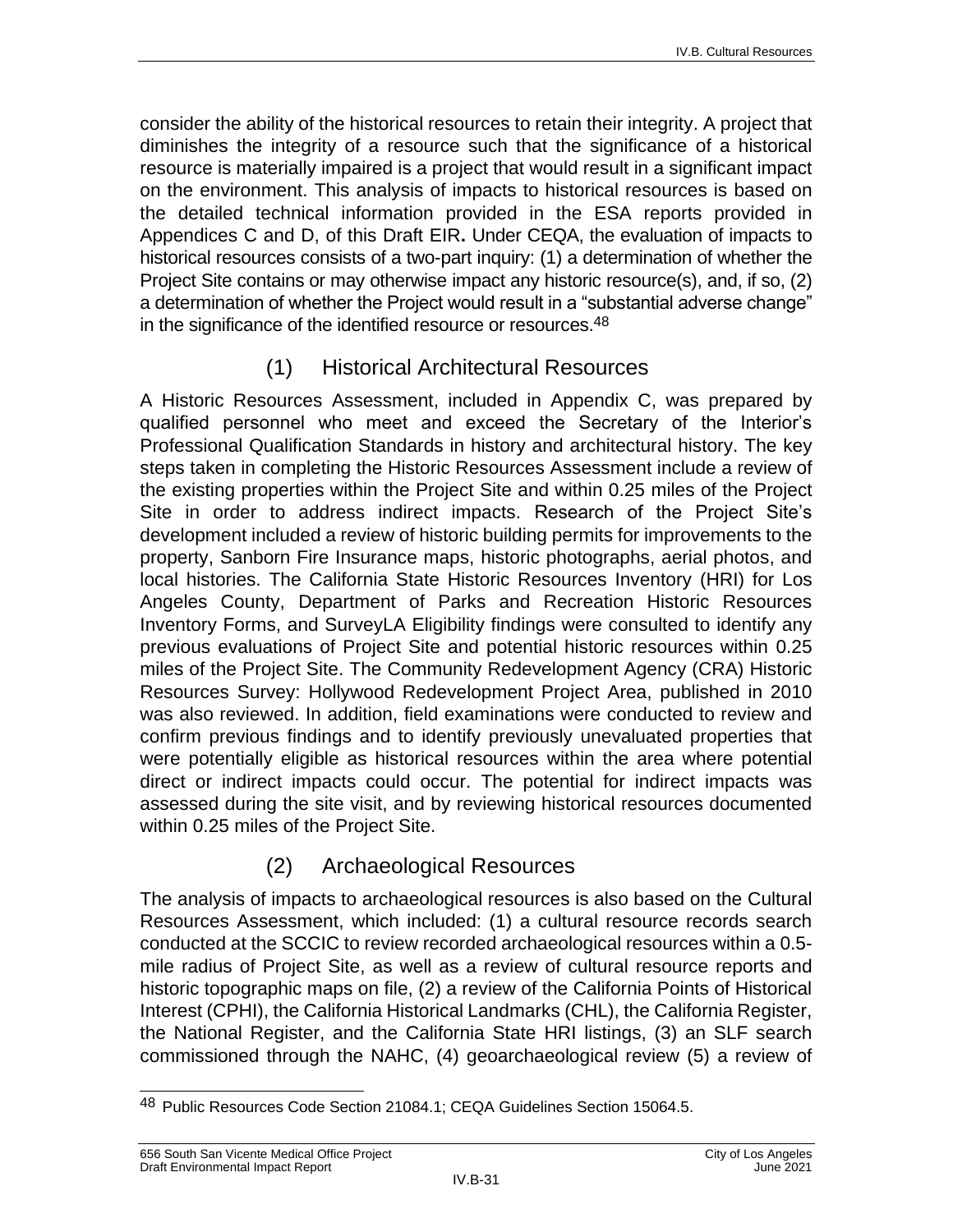consider the ability of the historical resources to retain their integrity. A project that diminishes the integrity of a resource such that the significance of a historical resource is materially impaired is a project that would result in a significant impact on the environment. This analysis of impacts to historical resources is based on the detailed technical information provided in the ESA reports provided in Appendices C and D, of this Draft EIR**.** Under CEQA, the evaluation of impacts to historical resources consists of a two-part inquiry: (1) a determination of whether the Project Site contains or may otherwise impact any historic resource(s), and, if so, (2) a determination of whether the Project would result in a "substantial adverse change" in the significance of the identified resource or resources.[48]

### (1) Historical Architectural Resources

A Historic Resources Assessment, included in Appendix C, was prepared by qualified personnel who meet and exceed the Secretary of the Interior's Professional Qualification Standards in history and architectural history. The key steps taken in completing the Historic Resources Assessment include a review of the existing properties within the Project Site and within 0.25 miles of the Project Site in order to address indirect impacts. Research of the Project Site's development included a review of historic building permits for improvements to the property, Sanborn Fire Insurance maps, historic photographs, aerial photos, and local histories. The California State Historic Resources Inventory (HRI) for Los Angeles County, Department of Parks and Recreation Historic Resources Inventory Forms, and SurveyLA Eligibility findings were consulted to identify any previous evaluations of Project Site and potential historic resources within 0.25 miles of the Project Site. The Community Redevelopment Agency (CRA) Historic Resources Survey: Hollywood Redevelopment Project Area, published in 2010 was also reviewed. In addition, field examinations were conducted to review and confirm previous findings and to identify previously unevaluated properties that were potentially eligible as historical resources within the area where potential direct or indirect impacts could occur. The potential for indirect impacts was assessed during the site visit, and by reviewing historical resources documented within 0.25 miles of the Project Site.

### (2) Archaeological Resources

The analysis of impacts to archaeological resources is also based on the Cultural Resources Assessment, which included: (1) a cultural resource records search conducted at the SCCIC to review recorded archaeological resources within a 0.5-mile radius of Project Site, as well as a review of cultural resource reports and historic topographic maps on file, (2) a review of the California Points of Historical Interest (CPHI), the California Historical Landmarks (CHL), the California Register, the National Register, and the California State HRI listings, (3) an SLF search commissioned through the NAHC, (4) geoarchaeological review (5) a review of

---

[48] Public Resources Code Section 21084.1; CEQA Guidelines Section 15064.5.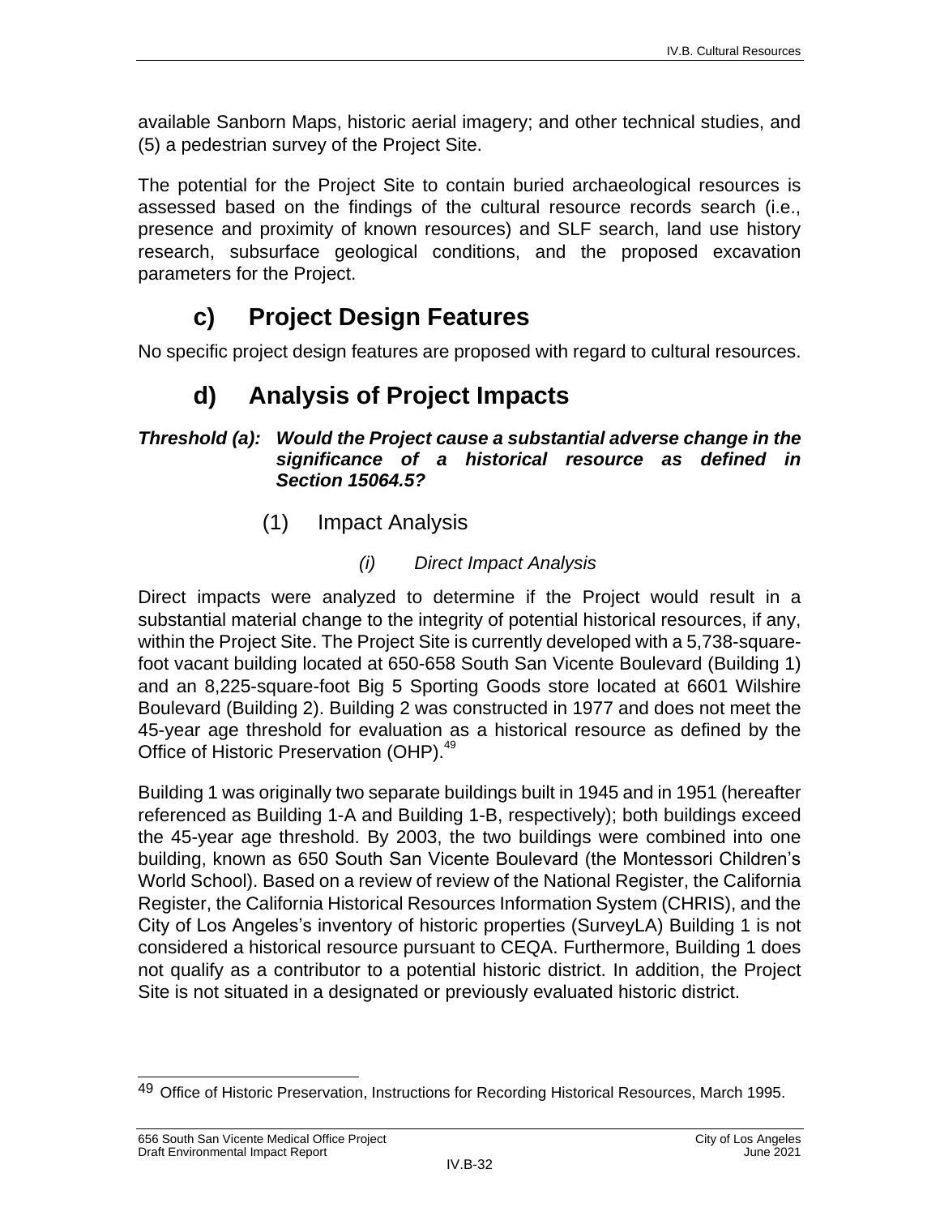available Sanborn Maps, historic aerial imagery; and other technical studies, and (5) a pedestrian survey of the Project Site.

The potential for the Project Site to contain buried archaeological resources is assessed based on the findings of the cultural resource records search (i.e., presence and proximity of known resources) and SLF search, land use history research, subsurface geological conditions, and the proposed excavation parameters for the Project.

## c) Project Design Features

No specific project design features are proposed with regard to cultural resources.

## d) Analysis of Project Impacts

***Threshold (a): Would the Project cause a substantial adverse change in the significance of a historical resource as defined in Section 15064.5?***

### (1) Impact Analysis

#### *(i) Direct Impact Analysis*

Direct impacts were analyzed to determine if the Project would result in a substantial material change to the integrity of potential historical resources, if any, within the Project Site. The Project Site is currently developed with a 5,738-square-foot vacant building located at 650-658 South San Vicente Boulevard (Building 1) and an 8,225-square-foot Big 5 Sporting Goods store located at 6601 Wilshire Boulevard (Building 2). Building 2 was constructed in 1977 and does not meet the 45-year age threshold for evaluation as a historical resource as defined by the Office of Historic Preservation (OHP).[49]

Building 1 was originally two separate buildings built in 1945 and in 1951 (hereafter referenced as Building 1-A and Building 1-B, respectively); both buildings exceed the 45-year age threshold. By 2003, the two buildings were combined into one building, known as 650 South San Vicente Boulevard (the Montessori Children's World School). Based on a review of review of the National Register, the California Register, the California Historical Resources Information System (CHRIS), and the City of Los Angeles's inventory of historic properties (SurveyLA) Building 1 is not considered a historical resource pursuant to CEQA. Furthermore, Building 1 does not qualify as a contributor to a potential historic district. In addition, the Project Site is not situated in a designated or previously evaluated historic district.

---

[49] Office of Historic Preservation, Instructions for Recording Historical Resources, March 1995.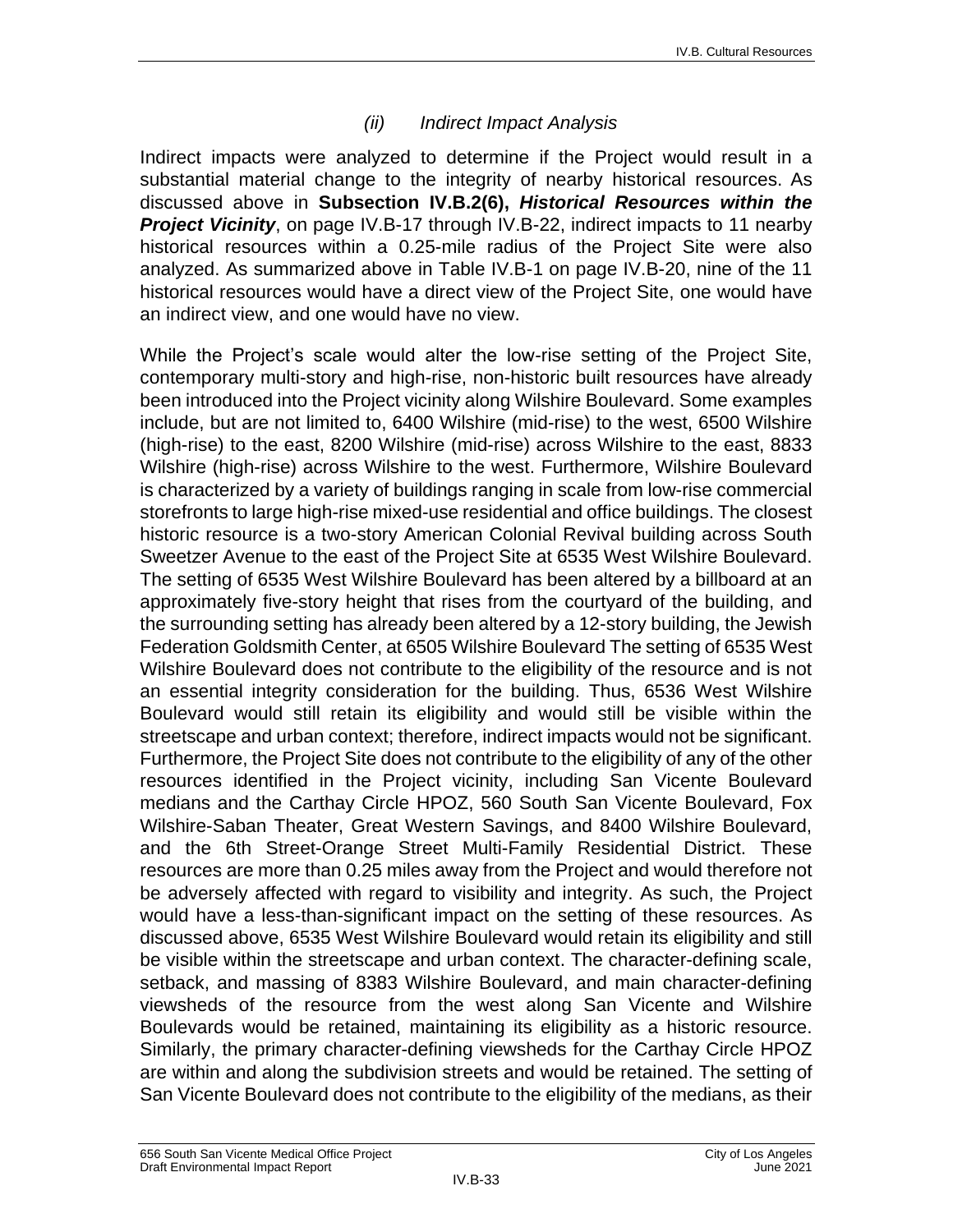#### *(ii) Indirect Impact Analysis*

Indirect impacts were analyzed to determine if the Project would result in a substantial material change to the integrity of nearby historical resources. As discussed above in **Subsection IV.B.2(6),** ***Historical Resources within the Project Vicinity***, on page IV.B-17 through IV.B-22, indirect impacts to 11 nearby historical resources within a 0.25-mile radius of the Project Site were also analyzed. As summarized above in Table IV.B-1 on page IV.B-20, nine of the 11 historical resources would have a direct view of the Project Site, one would have an indirect view, and one would have no view.

While the Project's scale would alter the low-rise setting of the Project Site, contemporary multi-story and high-rise, non-historic built resources have already been introduced into the Project vicinity along Wilshire Boulevard. Some examples include, but are not limited to, 6400 Wilshire (mid-rise) to the west, 6500 Wilshire (high-rise) to the east, 8200 Wilshire (mid-rise) across Wilshire to the east, 8833 Wilshire (high-rise) across Wilshire to the west. Furthermore, Wilshire Boulevard is characterized by a variety of buildings ranging in scale from low-rise commercial storefronts to large high-rise mixed-use residential and office buildings. The closest historic resource is a two-story American Colonial Revival building across South Sweetzer Avenue to the east of the Project Site at 6535 West Wilshire Boulevard. The setting of 6535 West Wilshire Boulevard has been altered by a billboard at an approximately five-story height that rises from the courtyard of the building, and the surrounding setting has already been altered by a 12-story building, the Jewish Federation Goldsmith Center, at 6505 Wilshire Boulevard The setting of 6535 West Wilshire Boulevard does not contribute to the eligibility of the resource and is not an essential integrity consideration for the building. Thus, 6536 West Wilshire Boulevard would still retain its eligibility and would still be visible within the streetscape and urban context; therefore, indirect impacts would not be significant. Furthermore, the Project Site does not contribute to the eligibility of any of the other resources identified in the Project vicinity, including San Vicente Boulevard medians and the Carthay Circle HPOZ, 560 South San Vicente Boulevard, Fox Wilshire-Saban Theater, Great Western Savings, and 8400 Wilshire Boulevard, and the 6th Street-Orange Street Multi-Family Residential District. These resources are more than 0.25 miles away from the Project and would therefore not be adversely affected with regard to visibility and integrity. As such, the Project would have a less-than-significant impact on the setting of these resources. As discussed above, 6535 West Wilshire Boulevard would retain its eligibility and still be visible within the streetscape and urban context. The character-defining scale, setback, and massing of 8383 Wilshire Boulevard, and main character-defining viewsheds of the resource from the west along San Vicente and Wilshire Boulevards would be retained, maintaining its eligibility as a historic resource. Similarly, the primary character-defining viewsheds for the Carthay Circle HPOZ are within and along the subdivision streets and would be retained. The setting of San Vicente Boulevard does not contribute to the eligibility of the medians, as their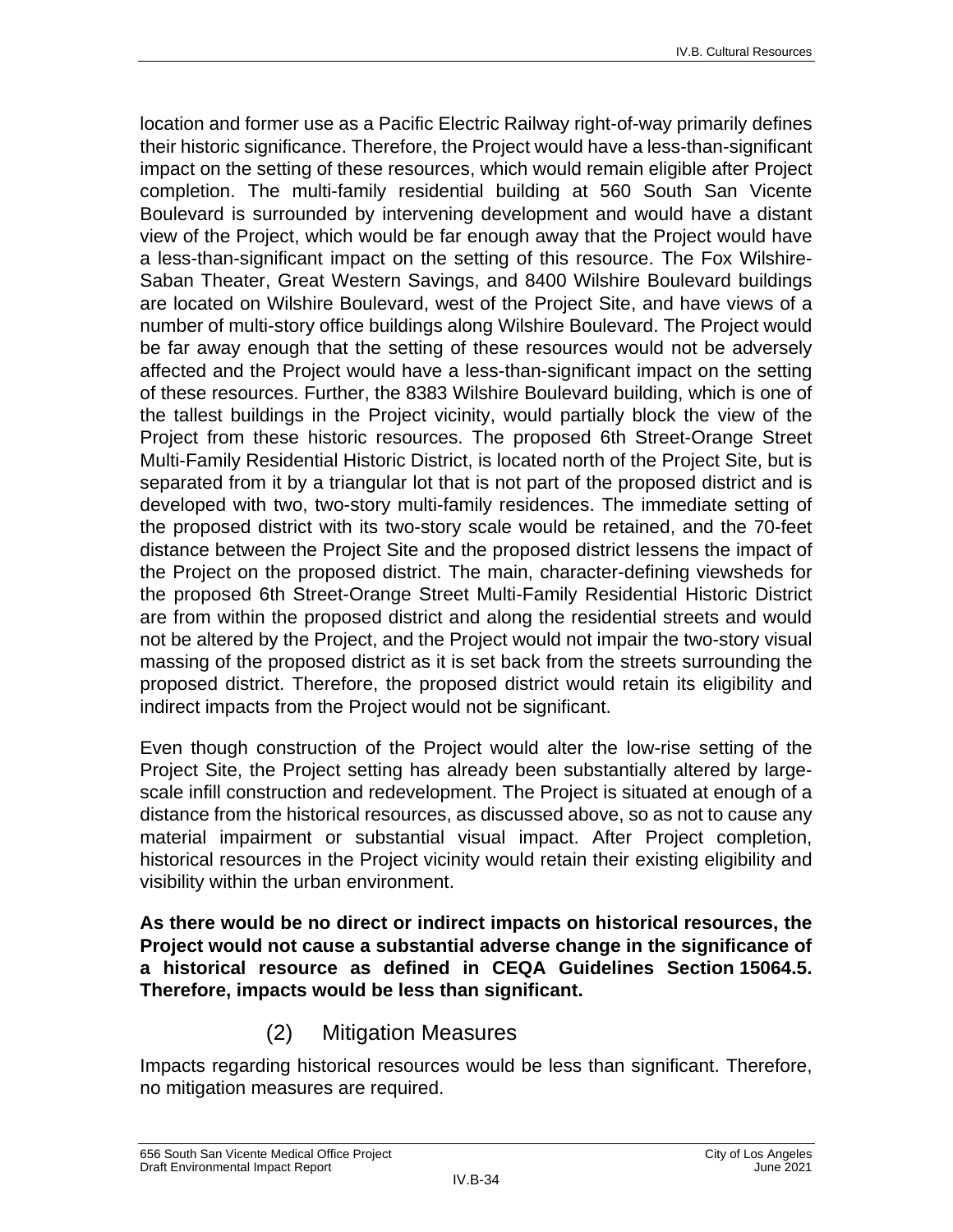location and former use as a Pacific Electric Railway right-of-way primarily defines their historic significance. Therefore, the Project would have a less-than-significant impact on the setting of these resources, which would remain eligible after Project completion. The multi-family residential building at 560 South San Vicente Boulevard is surrounded by intervening development and would have a distant view of the Project, which would be far enough away that the Project would have a less-than-significant impact on the setting of this resource. The Fox Wilshire-Saban Theater, Great Western Savings, and 8400 Wilshire Boulevard buildings are located on Wilshire Boulevard, west of the Project Site, and have views of a number of multi-story office buildings along Wilshire Boulevard. The Project would be far away enough that the setting of these resources would not be adversely affected and the Project would have a less-than-significant impact on the setting of these resources. Further, the 8383 Wilshire Boulevard building, which is one of the tallest buildings in the Project vicinity, would partially block the view of the Project from these historic resources. The proposed 6th Street-Orange Street Multi-Family Residential Historic District, is located north of the Project Site, but is separated from it by a triangular lot that is not part of the proposed district and is developed with two, two-story multi-family residences. The immediate setting of the proposed district with its two-story scale would be retained, and the 70-feet distance between the Project Site and the proposed district lessens the impact of the Project on the proposed district. The main, character-defining viewsheds for the proposed 6th Street-Orange Street Multi-Family Residential Historic District are from within the proposed district and along the residential streets and would not be altered by the Project, and the Project would not impair the two-story visual massing of the proposed district as it is set back from the streets surrounding the proposed district. Therefore, the proposed district would retain its eligibility and indirect impacts from the Project would not be significant.

Even though construction of the Project would alter the low-rise setting of the Project Site, the Project setting has already been substantially altered by large-scale infill construction and redevelopment. The Project is situated at enough of a distance from the historical resources, as discussed above, so as not to cause any material impairment or substantial visual impact. After Project completion, historical resources in the Project vicinity would retain their existing eligibility and visibility within the urban environment.

**As there would be no direct or indirect impacts on historical resources, the Project would not cause a substantial adverse change in the significance of a historical resource as defined in CEQA Guidelines Section 15064.5. Therefore, impacts would be less than significant.**

#### (2) Mitigation Measures

Impacts regarding historical resources would be less than significant. Therefore, no mitigation measures are required.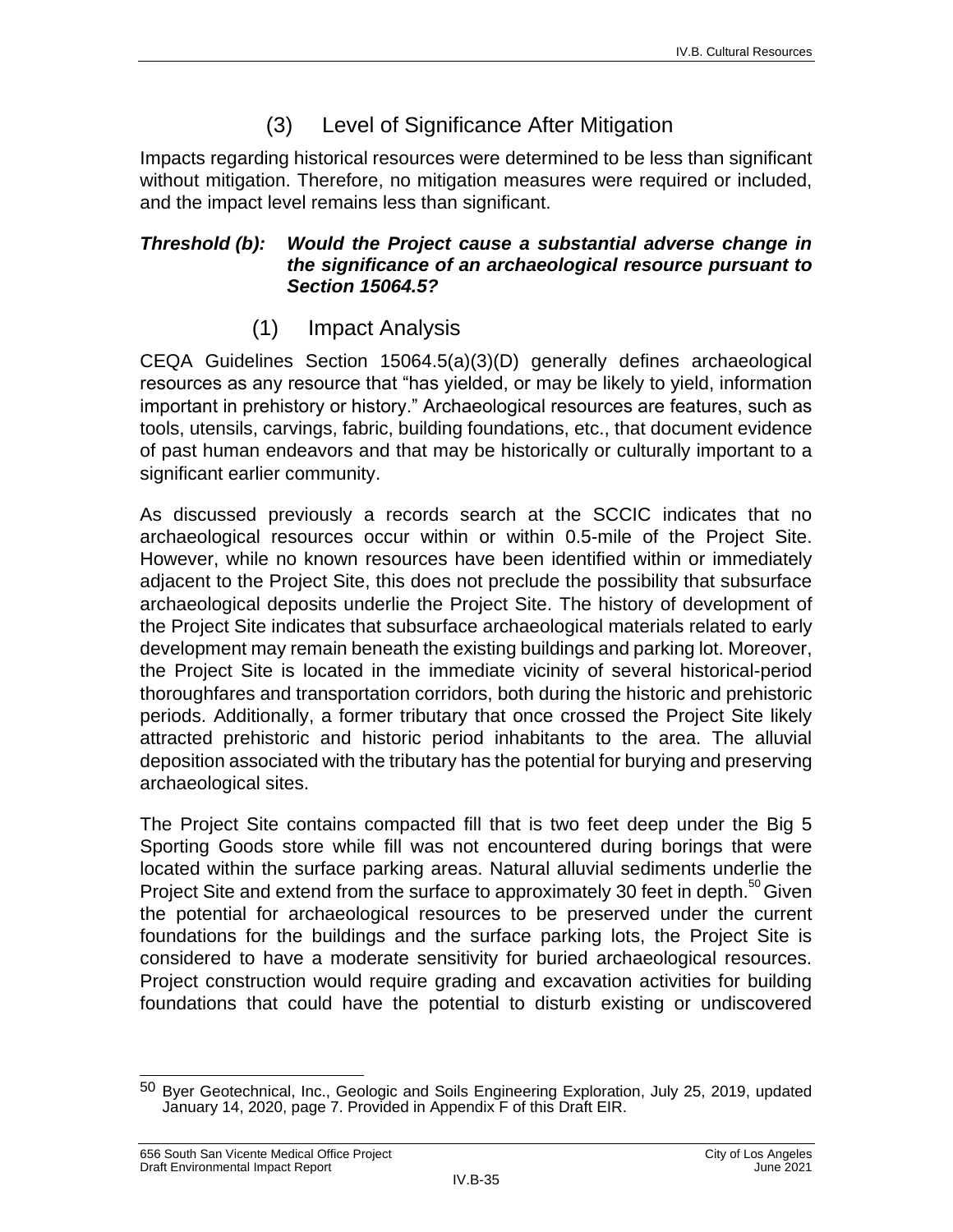### (3) Level of Significance After Mitigation

Impacts regarding historical resources were determined to be less than significant without mitigation. Therefore, no mitigation measures were required or included, and the impact level remains less than significant.

***Threshold (b): Would the Project cause a substantial adverse change in the significance of an archaeological resource pursuant to Section 15064.5?***

### (1) Impact Analysis

CEQA Guidelines Section 15064.5(a)(3)(D) generally defines archaeological resources as any resource that "has yielded, or may be likely to yield, information important in prehistory or history." Archaeological resources are features, such as tools, utensils, carvings, fabric, building foundations, etc., that document evidence of past human endeavors and that may be historically or culturally important to a significant earlier community.

As discussed previously a records search at the SCCIC indicates that no archaeological resources occur within or within 0.5-mile of the Project Site. However, while no known resources have been identified within or immediately adjacent to the Project Site, this does not preclude the possibility that subsurface archaeological deposits underlie the Project Site. The history of development of the Project Site indicates that subsurface archaeological materials related to early development may remain beneath the existing buildings and parking lot. Moreover, the Project Site is located in the immediate vicinity of several historical-period thoroughfares and transportation corridors, both during the historic and prehistoric periods. Additionally, a former tributary that once crossed the Project Site likely attracted prehistoric and historic period inhabitants to the area. The alluvial deposition associated with the tributary has the potential for burying and preserving archaeological sites.

The Project Site contains compacted fill that is two feet deep under the Big 5 Sporting Goods store while fill was not encountered during borings that were located within the surface parking areas. Natural alluvial sediments underlie the Project Site and extend from the surface to approximately 30 feet in depth.[50] Given the potential for archaeological resources to be preserved under the current foundations for the buildings and the surface parking lots, the Project Site is considered to have a moderate sensitivity for buried archaeological resources. Project construction would require grading and excavation activities for building foundations that could have the potential to disturb existing or undiscovered

---

[50] Byer Geotechnical, Inc., Geologic and Soils Engineering Exploration, July 25, 2019, updated January 14, 2020, page 7. Provided in Appendix F of this Draft EIR.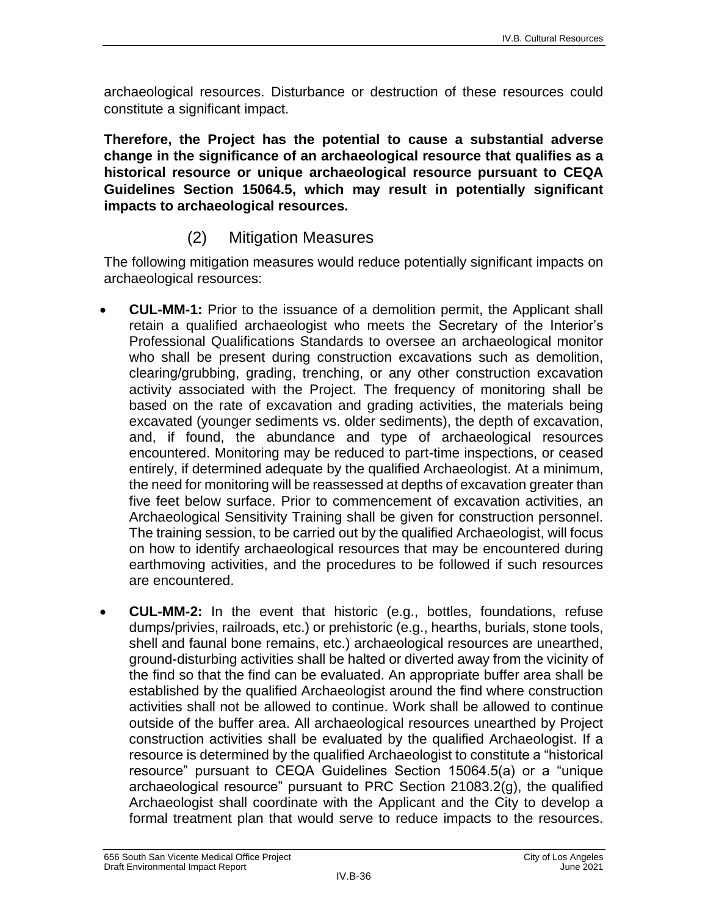archaeological resources. Disturbance or destruction of these resources could constitute a significant impact.

**Therefore, the Project has the potential to cause a substantial adverse change in the significance of an archaeological resource that qualifies as a historical resource or unique archaeological resource pursuant to CEQA Guidelines Section 15064.5, which may result in potentially significant impacts to archaeological resources.**

### (2) Mitigation Measures

The following mitigation measures would reduce potentially significant impacts on archaeological resources:

- **CUL-MM-1:** Prior to the issuance of a demolition permit, the Applicant shall retain a qualified archaeologist who meets the Secretary of the Interior's Professional Qualifications Standards to oversee an archaeological monitor who shall be present during construction excavations such as demolition, clearing/grubbing, grading, trenching, or any other construction excavation activity associated with the Project. The frequency of monitoring shall be based on the rate of excavation and grading activities, the materials being excavated (younger sediments vs. older sediments), the depth of excavation, and, if found, the abundance and type of archaeological resources encountered. Monitoring may be reduced to part-time inspections, or ceased entirely, if determined adequate by the qualified Archaeologist. At a minimum, the need for monitoring will be reassessed at depths of excavation greater than five feet below surface. Prior to commencement of excavation activities, an Archaeological Sensitivity Training shall be given for construction personnel. The training session, to be carried out by the qualified Archaeologist, will focus on how to identify archaeological resources that may be encountered during earthmoving activities, and the procedures to be followed if such resources are encountered.

- **CUL-MM-2:** In the event that historic (e.g., bottles, foundations, refuse dumps/privies, railroads, etc.) or prehistoric (e.g., hearths, burials, stone tools, shell and faunal bone remains, etc.) archaeological resources are unearthed, ground-disturbing activities shall be halted or diverted away from the vicinity of the find so that the find can be evaluated. An appropriate buffer area shall be established by the qualified Archaeologist around the find where construction activities shall not be allowed to continue. Work shall be allowed to continue outside of the buffer area. All archaeological resources unearthed by Project construction activities shall be evaluated by the qualified Archaeologist. If a resource is determined by the qualified Archaeologist to constitute a "historical resource" pursuant to CEQA Guidelines Section 15064.5(a) or a "unique archaeological resource" pursuant to PRC Section 21083.2(g), the qualified Archaeologist shall coordinate with the Applicant and the City to develop a formal treatment plan that would serve to reduce impacts to the resources.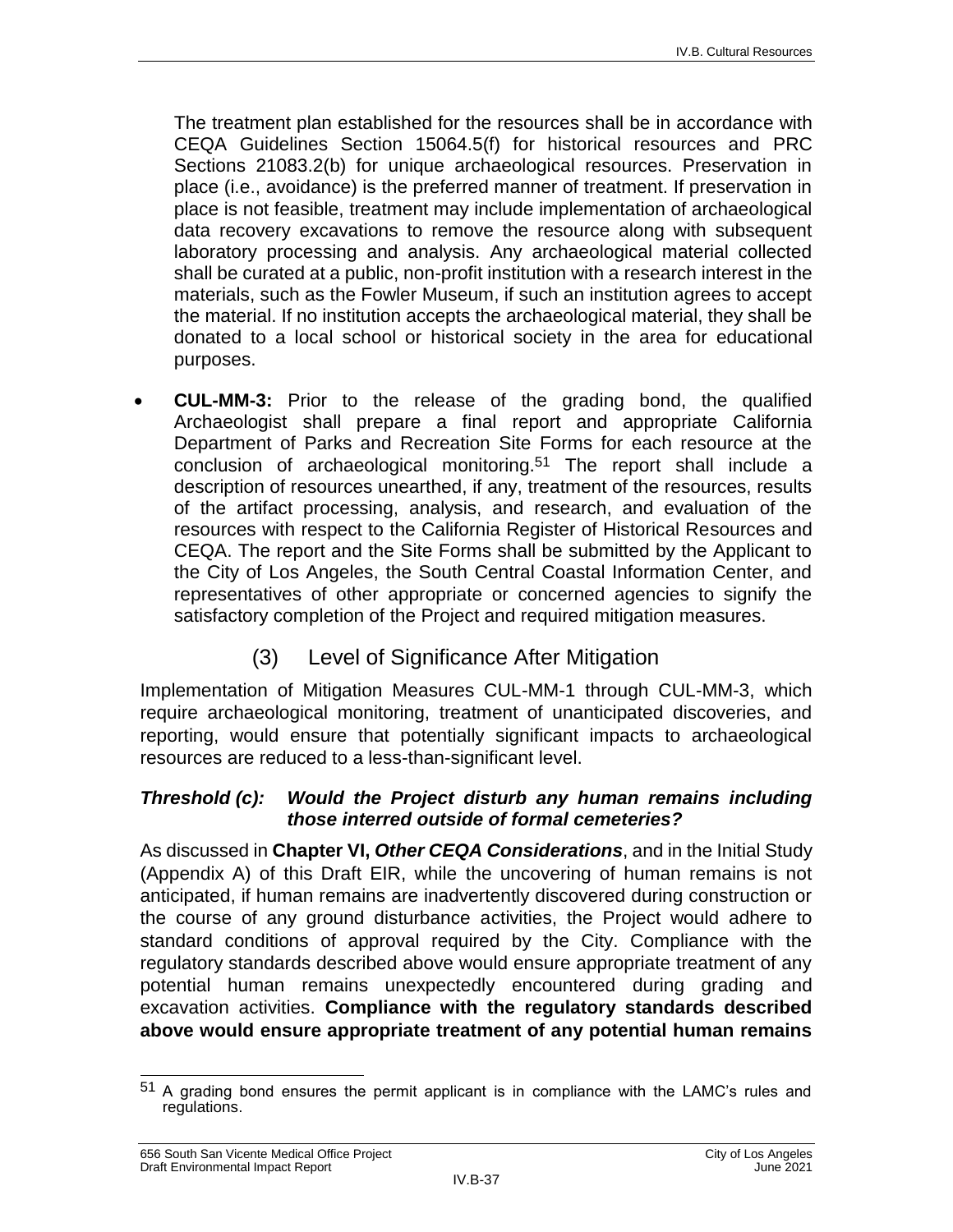The treatment plan established for the resources shall be in accordance with CEQA Guidelines Section 15064.5(f) for historical resources and PRC Sections 21083.2(b) for unique archaeological resources. Preservation in place (i.e., avoidance) is the preferred manner of treatment. If preservation in place is not feasible, treatment may include implementation of archaeological data recovery excavations to remove the resource along with subsequent laboratory processing and analysis. Any archaeological material collected shall be curated at a public, non-profit institution with a research interest in the materials, such as the Fowler Museum, if such an institution agrees to accept the material. If no institution accepts the archaeological material, they shall be donated to a local school or historical society in the area for educational purposes.

- **CUL-MM-3:** Prior to the release of the grading bond, the qualified Archaeologist shall prepare a final report and appropriate California Department of Parks and Recreation Site Forms for each resource at the conclusion of archaeological monitoring.[51] The report shall include a description of resources unearthed, if any, treatment of the resources, results of the artifact processing, analysis, and research, and evaluation of the resources with respect to the California Register of Historical Resources and CEQA. The report and the Site Forms shall be submitted by the Applicant to the City of Los Angeles, the South Central Coastal Information Center, and representatives of other appropriate or concerned agencies to signify the satisfactory completion of the Project and required mitigation measures.

### (3) Level of Significance After Mitigation

Implementation of Mitigation Measures CUL-MM-1 through CUL-MM-3, which require archaeological monitoring, treatment of unanticipated discoveries, and reporting, would ensure that potentially significant impacts to archaeological resources are reduced to a less-than-significant level.

***Threshold (c): Would the Project disturb any human remains including those interred outside of formal cemeteries?***

As discussed in **Chapter VI, *Other CEQA Considerations***, and in the Initial Study (Appendix A) of this Draft EIR, while the uncovering of human remains is not anticipated, if human remains are inadvertently discovered during construction or the course of any ground disturbance activities, the Project would adhere to standard conditions of approval required by the City. Compliance with the regulatory standards described above would ensure appropriate treatment of any potential human remains unexpectedly encountered during grading and excavation activities. **Compliance with the regulatory standards described above would ensure appropriate treatment of any potential human remains**

[51] A grading bond ensures the permit applicant is in compliance with the LAMC's rules and regulations.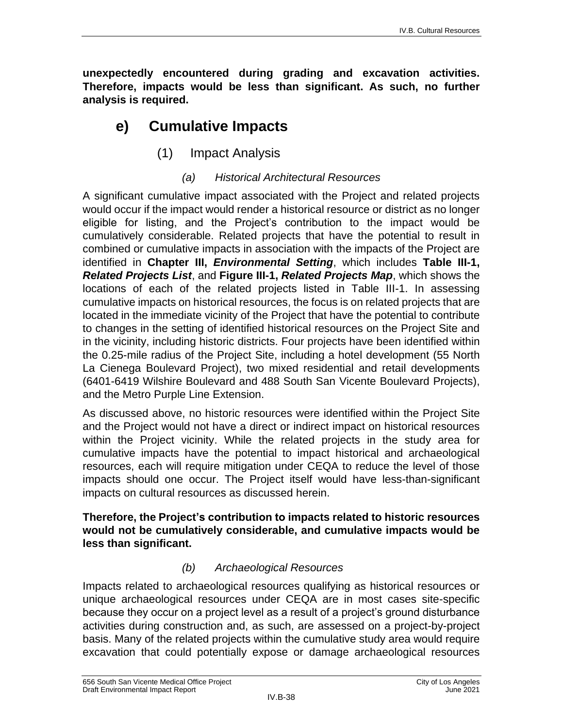**unexpectedly encountered during grading and excavation activities. Therefore, impacts would be less than significant. As such, no further analysis is required.**

## e) Cumulative Impacts

### (1) Impact Analysis

#### *(a) Historical Architectural Resources*

A significant cumulative impact associated with the Project and related projects would occur if the impact would render a historical resource or district as no longer eligible for listing, and the Project's contribution to the impact would be cumulatively considerable. Related projects that have the potential to result in combined or cumulative impacts in association with the impacts of the Project are identified in **Chapter III,** ***Environmental Setting***, which includes **Table III-1,** ***Related Projects List***, and **Figure III-1,** ***Related Projects Map***, which shows the locations of each of the related projects listed in Table III-1. In assessing cumulative impacts on historical resources, the focus is on related projects that are located in the immediate vicinity of the Project that have the potential to contribute to changes in the setting of identified historical resources on the Project Site and in the vicinity, including historic districts. Four projects have been identified within the 0.25-mile radius of the Project Site, including a hotel development (55 North La Cienega Boulevard Project), two mixed residential and retail developments (6401-6419 Wilshire Boulevard and 488 South San Vicente Boulevard Projects), and the Metro Purple Line Extension.

As discussed above, no historic resources were identified within the Project Site and the Project would not have a direct or indirect impact on historical resources within the Project vicinity. While the related projects in the study area for cumulative impacts have the potential to impact historical and archaeological resources, each will require mitigation under CEQA to reduce the level of those impacts should one occur. The Project itself would have less-than-significant impacts on cultural resources as discussed herein.

**Therefore, the Project's contribution to impacts related to historic resources would not be cumulatively considerable, and cumulative impacts would be less than significant.**

#### *(b) Archaeological Resources*

Impacts related to archaeological resources qualifying as historical resources or unique archaeological resources under CEQA are in most cases site-specific because they occur on a project level as a result of a project's ground disturbance activities during construction and, as such, are assessed on a project-by-project basis. Many of the related projects within the cumulative study area would require excavation that could potentially expose or damage archaeological resources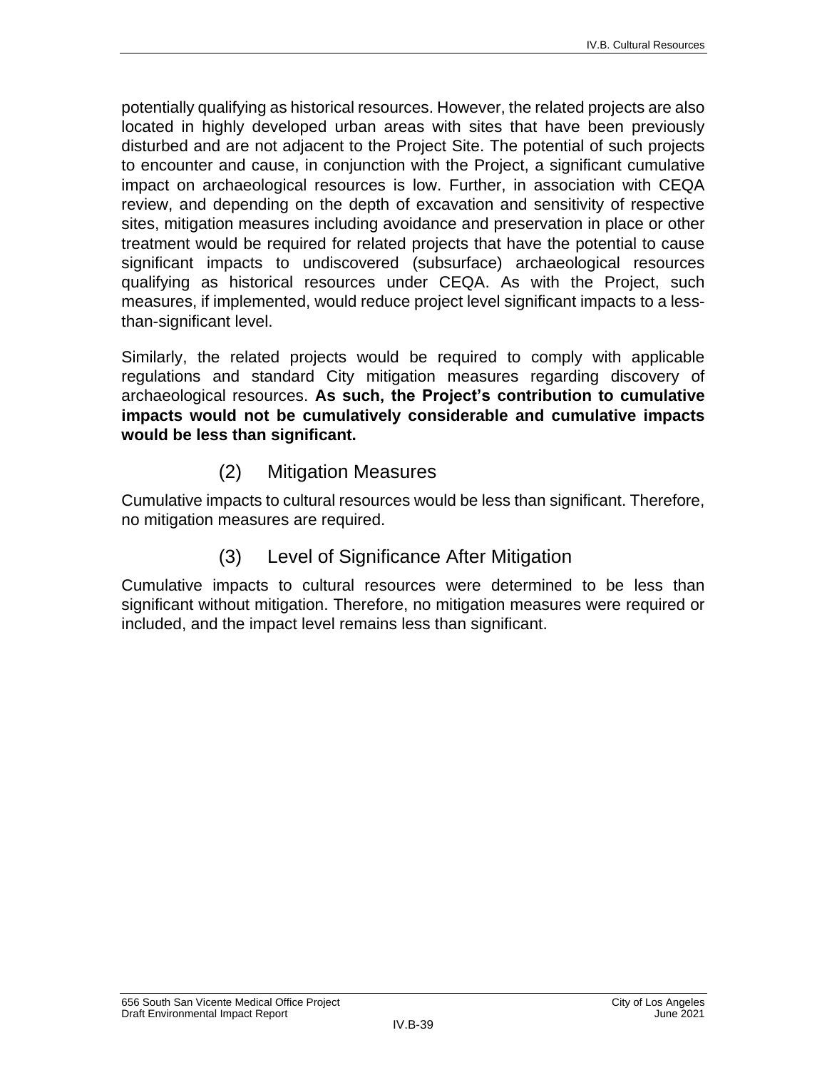potentially qualifying as historical resources. However, the related projects are also located in highly developed urban areas with sites that have been previously disturbed and are not adjacent to the Project Site. The potential of such projects to encounter and cause, in conjunction with the Project, a significant cumulative impact on archaeological resources is low. Further, in association with CEQA review, and depending on the depth of excavation and sensitivity of respective sites, mitigation measures including avoidance and preservation in place or other treatment would be required for related projects that have the potential to cause significant impacts to undiscovered (subsurface) archaeological resources qualifying as historical resources under CEQA. As with the Project, such measures, if implemented, would reduce project level significant impacts to a less-than-significant level.

Similarly, the related projects would be required to comply with applicable regulations and standard City mitigation measures regarding discovery of archaeological resources. **As such, the Project's contribution to cumulative impacts would not be cumulatively considerable and cumulative impacts would be less than significant.**

### (2) Mitigation Measures

Cumulative impacts to cultural resources would be less than significant. Therefore, no mitigation measures are required.

### (3) Level of Significance After Mitigation

Cumulative impacts to cultural resources were determined to be less than significant without mitigation. Therefore, no mitigation measures were required or included, and the impact level remains less than significant.